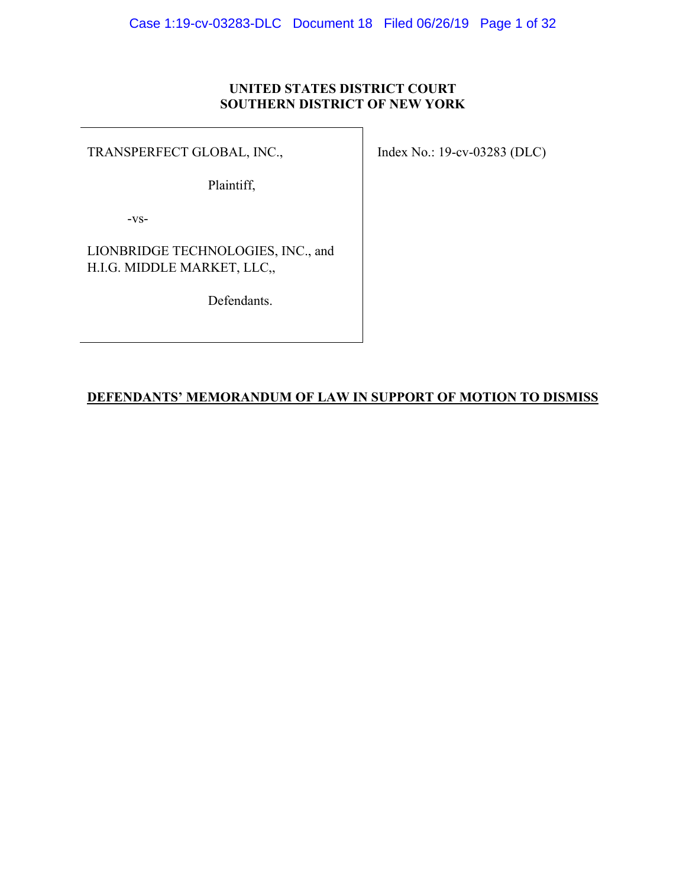**UNITED STATES DISTRICT COURT**
**SOUTHERN DISTRICT OF NEW YORK**

TRANSPERFECT GLOBAL, INC.,

Plaintiff,

-vs-

LIONBRIDGE TECHNOLOGIES, INC., and H.I.G. MIDDLE MARKET, LLC,,

Defendants.

Index No.: 19-cv-03283 (DLC)

**DEFENDANTS' MEMORANDUM OF LAW IN SUPPORT OF MOTION TO DISMISS**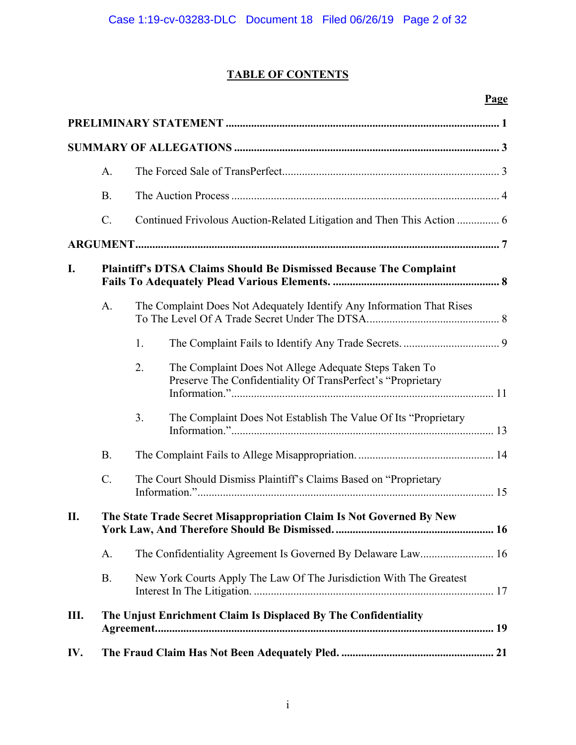# TABLE OF CONTENTS

| | | | Page |
|---|---|---|---|
| **PRELIMINARY STATEMENT** | | | **1** |
| **SUMMARY OF ALLEGATIONS** | | | **3** |
| | A. | The Forced Sale of TransPerfect | 3 |
| | B. | The Auction Process | 4 |
| | C. | Continued Frivolous Auction-Related Litigation and Then This Action | 6 |
| **ARGUMENT** | | | **7** |
| **I.** | **Plaintiff's DTSA Claims Should Be Dismissed Because The Complaint Fails To Adequately Plead Various Elements.** | | **8** |
| | A. | The Complaint Does Not Adequately Identify Any Information That Rises To The Level Of A Trade Secret Under The DTSA. | 8 |
| | | 1. The Complaint Fails to Identify Any Trade Secrets. | 9 |
| | | 2. The Complaint Does Not Allege Adequate Steps Taken To Preserve The Confidentiality Of TransPerfect's "Proprietary Information." | 11 |
| | | 3. The Complaint Does Not Establish The Value Of Its "Proprietary Information." | 13 |
| | B. | The Complaint Fails to Allege Misappropriation. | 14 |
| | C. | The Court Should Dismiss Plaintiff's Claims Based on "Proprietary Information." | 15 |
| **II.** | **The State Trade Secret Misappropriation Claim Is Not Governed By New York Law, And Therefore Should Be Dismissed.** | | **16** |
| | A. | The Confidentiality Agreement Is Governed By Delaware Law | 16 |
| | B. | New York Courts Apply The Law Of The Jurisdiction With The Greatest Interest In The Litigation. | 17 |
| **III.** | **The Unjust Enrichment Claim Is Displaced By The Confidentiality Agreement.** | | **19** |
| **IV.** | **The Fraud Claim Has Not Been Adequately Pled.** | | **21** |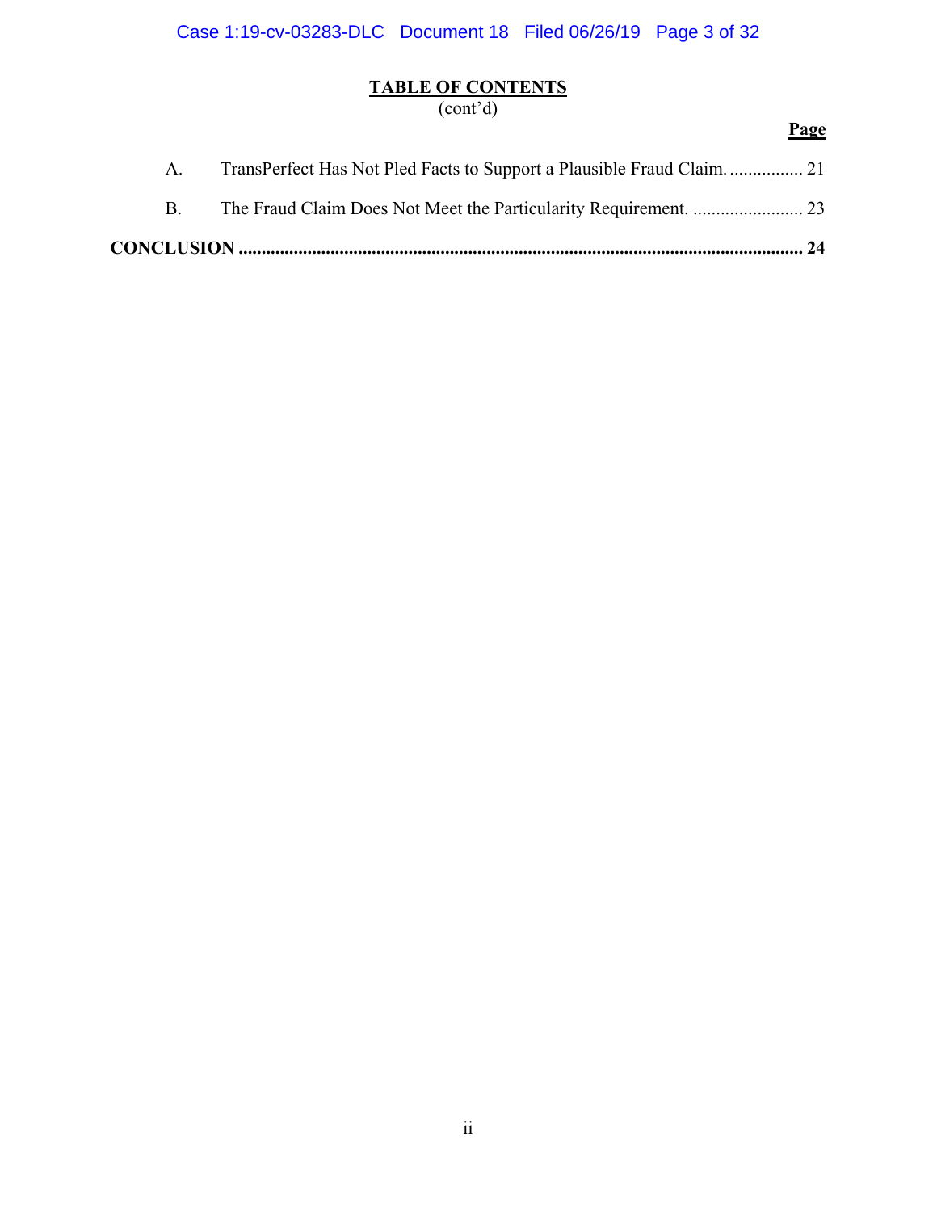## TABLE OF CONTENTS
(cont'd)

| | | **Page** |
|---|---|---|
| A. | TransPerfect Has Not Pled Facts to Support a Plausible Fraud Claim. | 21 |
| B. | The Fraud Claim Does Not Meet the Particularity Requirement. | 23 |
| **CONCLUSION** | | **24** |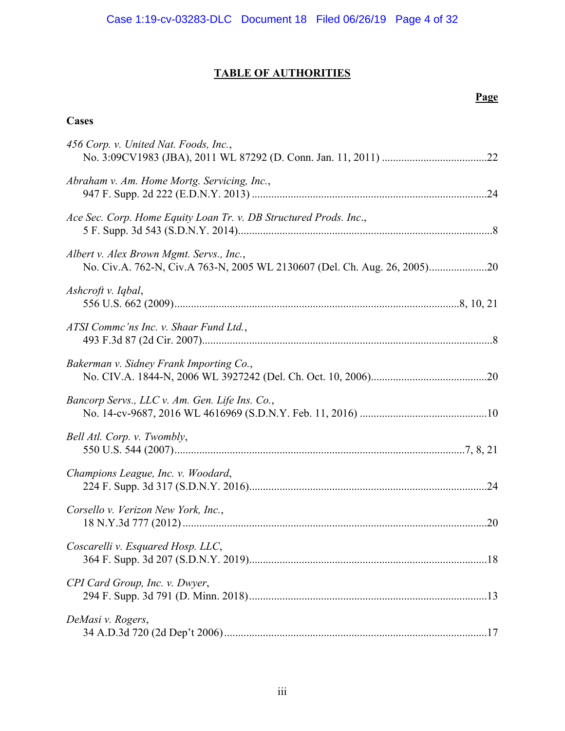# TABLE OF AUTHORITIES

**Page**

**Cases**

*456 Corp. v. United Nat. Foods, Inc.*,
No. 3:09CV1983 (JBA), 2011 WL 87292 (D. Conn. Jan. 11, 2011) ......................................22

*Abraham v. Am. Home Mortg. Servicing, Inc.*,
947 F. Supp. 2d 222 (E.D.N.Y. 2013) ....................................................................................24

*Ace Sec. Corp. Home Equity Loan Tr. v. DB Structured Prods. Inc.*,
5 F. Supp. 3d 543 (S.D.N.Y. 2014)............................................................................................8

*Albert v. Alex Brown Mgmt. Servs., Inc.*,
No. Civ.A. 762-N, Civ.A 763-N, 2005 WL 2130607 (Del. Ch. Aug. 26, 2005).....................20

*Ashcroft v. Iqbal*,
556 U.S. 662 (2009).......................................................................................................8, 10, 21

*ATSI Commc'ns Inc. v. Shaar Fund Ltd.*,
493 F.3d 87 (2d Cir. 2007)..........................................................................................................8

*Bakerman v. Sidney Frank Importing Co.*,
No. CIV.A. 1844-N, 2006 WL 3927242 (Del. Ch. Oct. 10, 2006)..........................................20

*Bancorp Servs., LLC v. Am. Gen. Life Ins. Co.*,
No. 14-cv-9687, 2016 WL 4616969 (S.D.N.Y. Feb. 11, 2016) ..............................................10

*Bell Atl. Corp. v. Twombly*,
550 U.S. 544 (2007).........................................................................................................7, 8, 21

*Champions League, Inc. v. Woodard*,
224 F. Supp. 3d 317 (S.D.N.Y. 2016).....................................................................................24

*Corsello v. Verizon New York, Inc.*,
18 N.Y.3d 777 (2012) .............................................................................................................20

*Coscarelli v. Esquared Hosp. LLC*,
364 F. Supp. 3d 207 (S.D.N.Y. 2019).....................................................................................18

*CPI Card Group, Inc. v. Dwyer*,
294 F. Supp. 3d 791 (D. Minn. 2018).....................................................................................13

*DeMasi v. Rogers*,
34 A.D.3d 720 (2d Dep't 2006)..............................................................................................17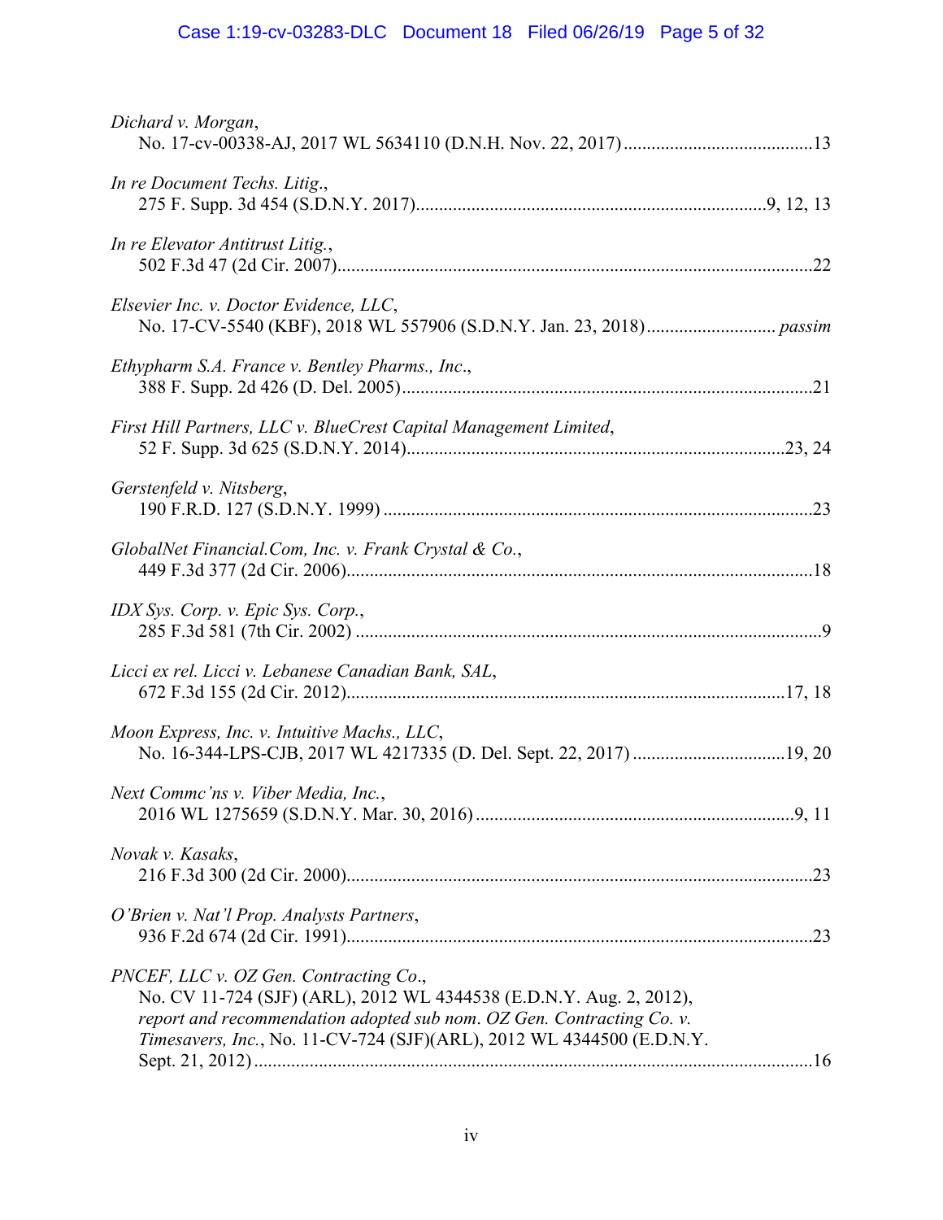*Dichard v. Morgan*,
No. 17-cv-00338-AJ, 2017 WL 5634110 (D.N.H. Nov. 22, 2017) ........................................ 13

*In re Document Techs. Litig.*,
275 F. Supp. 3d 454 (S.D.N.Y. 2017) ........................................................................ 9, 12, 13

*In re Elevator Antitrust Litig.*,
502 F.3d 47 (2d Cir. 2007) ........................................................................................... 22

*Elsevier Inc. v. Doctor Evidence, LLC*,
No. 17-CV-5540 (KBF), 2018 WL 557906 (S.D.N.Y. Jan. 23, 2018) ........................... *passim*

*Ethypharm S.A. France v. Bentley Pharms., Inc.*,
388 F. Supp. 2d 426 (D. Del. 2005) ................................................................................ 21

*First Hill Partners, LLC v. BlueCrest Capital Management Limited*,
52 F. Supp. 3d 625 (S.D.N.Y. 2014) ........................................................................ 23, 24

*Gerstenfeld v. Nitsberg*,
190 F.R.D. 127 (S.D.N.Y. 1999) .................................................................................... 23

*GlobalNet Financial.Com, Inc. v. Frank Crystal & Co.*,
449 F.3d 377 (2d Cir. 2006) ........................................................................................... 18

*IDX Sys. Corp. v. Epic Sys. Corp.*,
285 F.3d 581 (7th Cir. 2002) ........................................................................................... 9

*Licci ex rel. Licci v. Lebanese Canadian Bank, SAL*,
672 F.3d 155 (2d Cir. 2012) ..................................................................................... 17, 18

*Moon Express, Inc. v. Intuitive Machs., LLC*,
No. 16-344-LPS-CJB, 2017 WL 4217335 (D. Del. Sept. 22, 2017) .............................. 19, 20

*Next Commc'ns v. Viber Media, Inc.*,
2016 WL 1275659 (S.D.N.Y. Mar. 30, 2016) ............................................................... 9, 11

*Novak v. Kasaks*,
216 F.3d 300 (2d Cir. 2000) ........................................................................................... 23

*O'Brien v. Nat'l Prop. Analysts Partners*,
936 F.2d 674 (2d Cir. 1991) ........................................................................................... 23

*PNCEF, LLC v. OZ Gen. Contracting Co*.,
No. CV 11-724 (SJF) (ARL), 2012 WL 4344538 (E.D.N.Y. Aug. 2, 2012),
*report and recommendation adopted sub nom. OZ Gen. Contracting Co. v. Timesavers, Inc.*, No. 11-CV-724 (SJF)(ARL), 2012 WL 4344500 (E.D.N.Y. Sept. 21, 2012) ........................................................................................................................ 16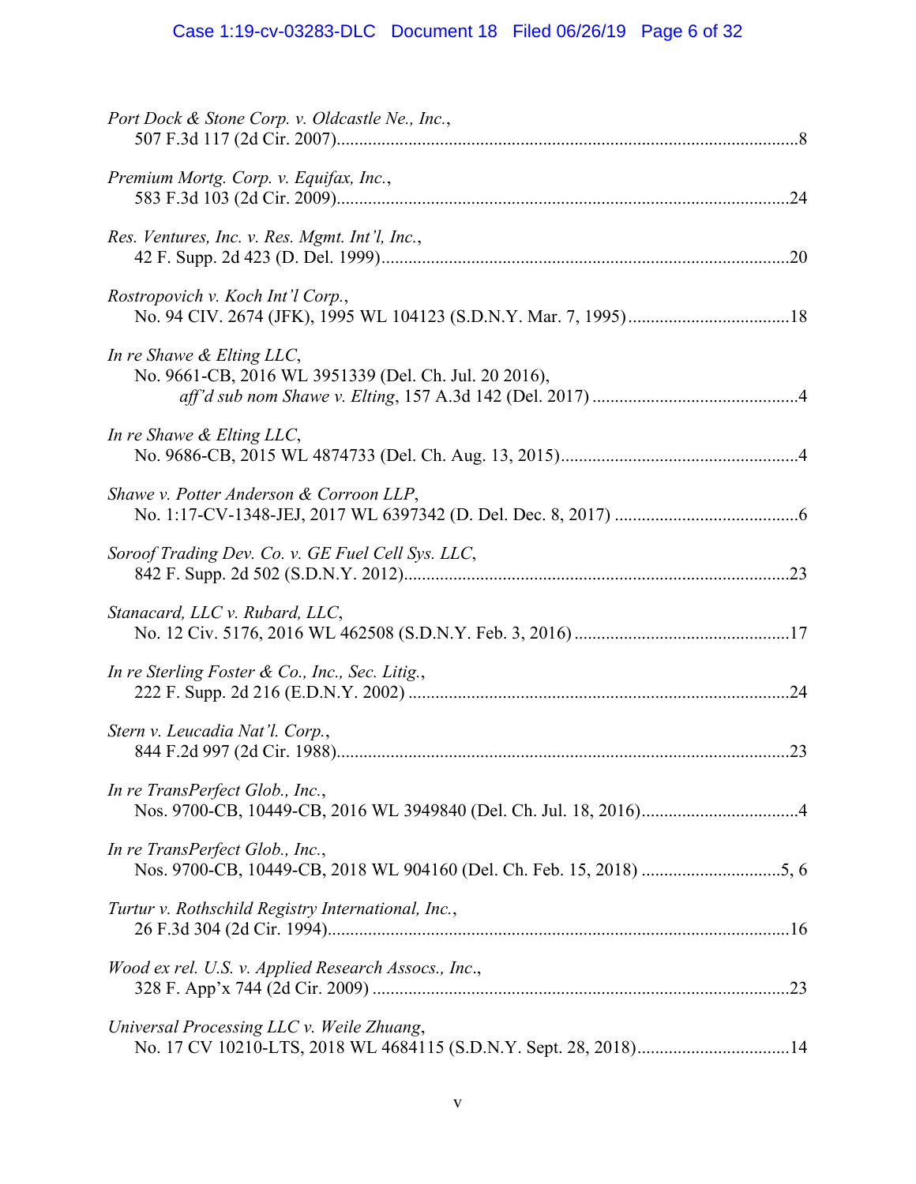*Port Dock & Stone Corp. v. Oldcastle Ne., Inc.*,
507 F.3d 117 (2d Cir. 2007)........................................................................................................8

*Premium Mortg. Corp. v. Equifax, Inc.*,
583 F.3d 103 (2d Cir. 2009)......................................................................................................24

*Res. Ventures, Inc. v. Res. Mgmt. Int'l, Inc.*,
42 F. Supp. 2d 423 (D. Del. 1999)...........................................................................................20

*Rostropovich v. Koch Int'l Corp.*,
No. 94 CIV. 2674 (JFK), 1995 WL 104123 (S.D.N.Y. Mar. 7, 1995)....................................18

*In re Shawe & Elting LLC*,
No. 9661-CB, 2016 WL 3951339 (Del. Ch. Jul. 20 2016),
*aff'd sub nom Shawe v. Elting*, 157 A.3d 142 (Del. 2017) ..............................................4

*In re Shawe & Elting LLC*,
No. 9686-CB, 2015 WL 4874733 (Del. Ch. Aug. 13, 2015).....................................................4

*Shawe v. Potter Anderson & Corroon LLP*,
No. 1:17-CV-1348-JEJ, 2017 WL 6397342 (D. Del. Dec. 8, 2017) ..........................................6

*Soroof Trading Dev. Co. v. GE Fuel Cell Sys. LLC*,
842 F. Supp. 2d 502 (S.D.N.Y. 2012)......................................................................................23

*Stanacard, LLC v. Rubard, LLC*,
No. 12 Civ. 5176, 2016 WL 462508 (S.D.N.Y. Feb. 3, 2016) ................................................17

*In re Sterling Foster & Co., Inc., Sec. Litig.*,
222 F. Supp. 2d 216 (E.D.N.Y. 2002) .....................................................................................24

*Stern v. Leucadia Nat'l. Corp.*,
844 F.2d 997 (2d Cir. 1988).....................................................................................................23

*In re TransPerfect Glob., Inc.*,
Nos. 9700-CB, 10449-CB, 2016 WL 3949840 (Del. Ch. Jul. 18, 2016)...................................4

*In re TransPerfect Glob., Inc.*,
Nos. 9700-CB, 10449-CB, 2018 WL 904160 (Del. Ch. Feb. 15, 2018) ...............................5, 6

*Turtur v. Rothschild Registry International, Inc.*,
26 F.3d 304 (2d Cir. 1994).......................................................................................................16

*Wood ex rel. U.S. v. Applied Research Assocs., Inc*.,
328 F. App'x 744 (2d Cir. 2009) .............................................................................................23

*Universal Processing LLC v. Weile Zhuang*,
No. 17 CV 10210-LTS, 2018 WL 4684115 (S.D.N.Y. Sept. 28, 2018)..................................14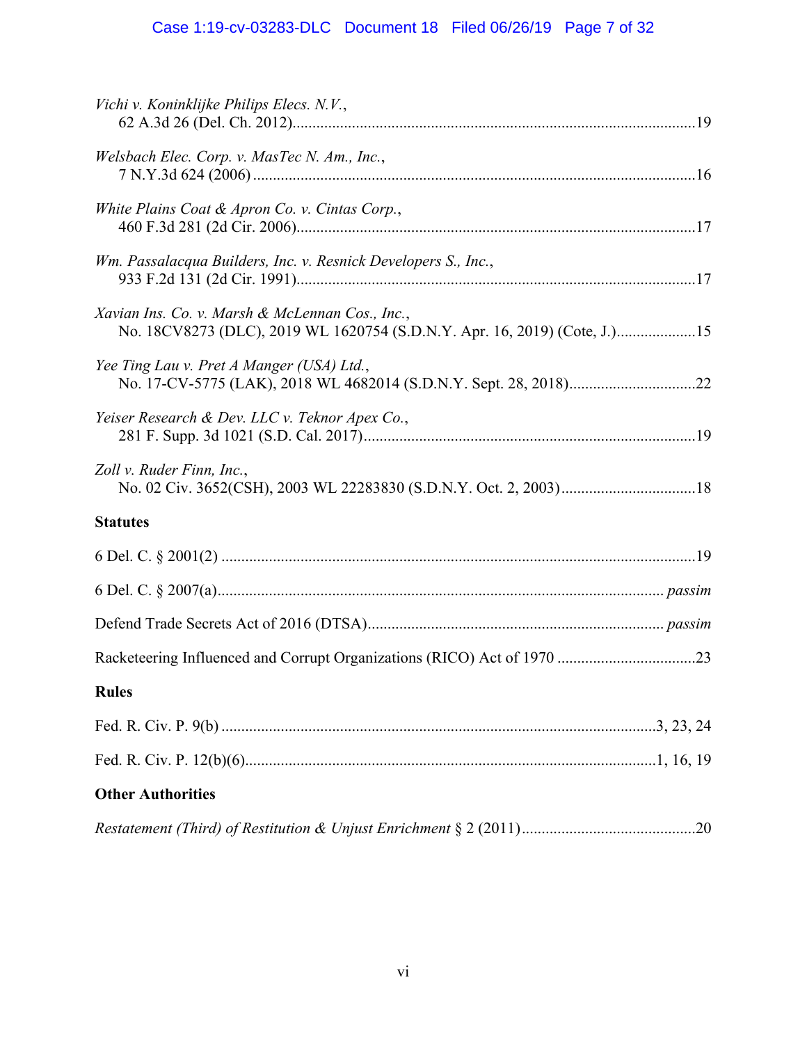*Vichi v. Koninklijke Philips Elecs. N.V.*,
62 A.3d 26 (Del. Ch. 2012)......................................................................................................19

*Welsbach Elec. Corp. v. MasTec N. Am., Inc.*,
7 N.Y.3d 624 (2006) ..............................................................................................................16

*White Plains Coat & Apron Co. v. Cintas Corp.*,
460 F.3d 281 (2d Cir. 2006)....................................................................................................17

*Wm. Passalacqua Builders, Inc. v. Resnick Developers S., Inc.*,
933 F.2d 131 (2d Cir. 1991)....................................................................................................17

*Xavian Ins. Co. v. Marsh & McLennan Cos., Inc.*,
No. 18CV8273 (DLC), 2019 WL 1620754 (S.D.N.Y. Apr. 16, 2019) (Cote, J.)....................15

*Yee Ting Lau v. Pret A Manger (USA) Ltd.*,
No. 17-CV-5775 (LAK), 2018 WL 4682014 (S.D.N.Y. Sept. 28, 2018)................................22

*Yeiser Research & Dev. LLC v. Teknor Apex Co.*,
281 F. Supp. 3d 1021 (S.D. Cal. 2017)...................................................................................19

*Zoll v. Ruder Finn, Inc.*,
No. 02 Civ. 3652(CSH), 2003 WL 22283830 (S.D.N.Y. Oct. 2, 2003).................................18

**Statutes**

6 Del. C. § 2001(2) ......................................................................................................................19

6 Del. C. § 2007(a)................................................................................................................ *passim*

Defend Trade Secrets Act of 2016 (DTSA).......................................................................... *passim*

Racketeering Influenced and Corrupt Organizations (RICO) Act of 1970 ..................................23

**Rules**

Fed. R. Civ. P. 9(b) .............................................................................................................3, 23, 24

Fed. R. Civ. P. 12(b)(6)......................................................................................................1, 16, 19

**Other Authorities**

*Restatement (Third) of Restitution & Unjust Enrichment* § 2 (2011)............................................20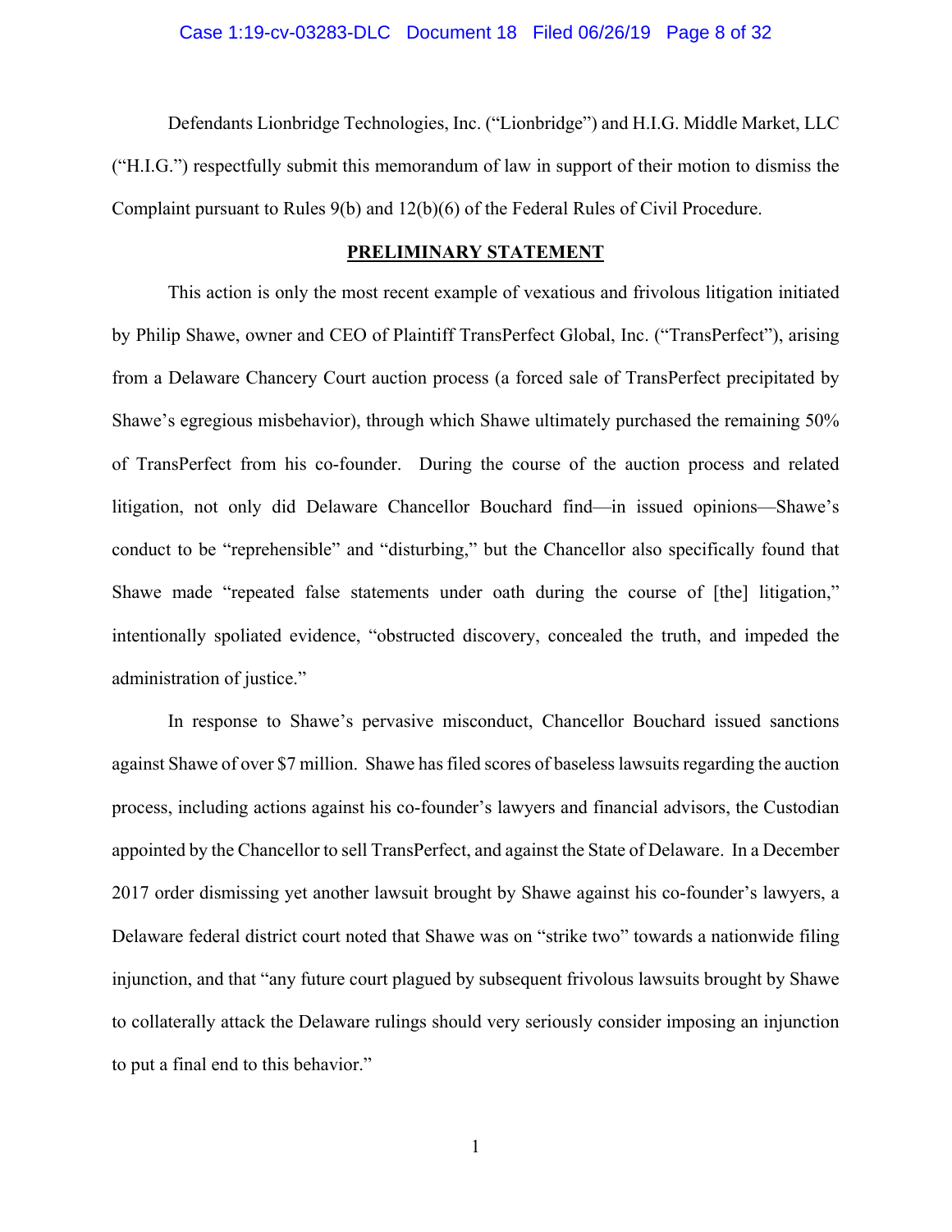Defendants Lionbridge Technologies, Inc. ("Lionbridge") and H.I.G. Middle Market, LLC ("H.I.G.") respectfully submit this memorandum of law in support of their motion to dismiss the Complaint pursuant to Rules 9(b) and 12(b)(6) of the Federal Rules of Civil Procedure.

## PRELIMINARY STATEMENT

This action is only the most recent example of vexatious and frivolous litigation initiated by Philip Shawe, owner and CEO of Plaintiff TransPerfect Global, Inc. ("TransPerfect"), arising from a Delaware Chancery Court auction process (a forced sale of TransPerfect precipitated by Shawe's egregious misbehavior), through which Shawe ultimately purchased the remaining 50% of TransPerfect from his co-founder. During the course of the auction process and related litigation, not only did Delaware Chancellor Bouchard find—in issued opinions—Shawe's conduct to be "reprehensible" and "disturbing," but the Chancellor also specifically found that Shawe made "repeated false statements under oath during the course of [the] litigation," intentionally spoliated evidence, "obstructed discovery, concealed the truth, and impeded the administration of justice."

In response to Shawe's pervasive misconduct, Chancellor Bouchard issued sanctions against Shawe of over $7 million. Shawe has filed scores of baseless lawsuits regarding the auction process, including actions against his co-founder's lawyers and financial advisors, the Custodian appointed by the Chancellor to sell TransPerfect, and against the State of Delaware. In a December 2017 order dismissing yet another lawsuit brought by Shawe against his co-founder's lawyers, a Delaware federal district court noted that Shawe was on "strike two" towards a nationwide filing injunction, and that "any future court plagued by subsequent frivolous lawsuits brought by Shawe to collaterally attack the Delaware rulings should very seriously consider imposing an injunction to put a final end to this behavior."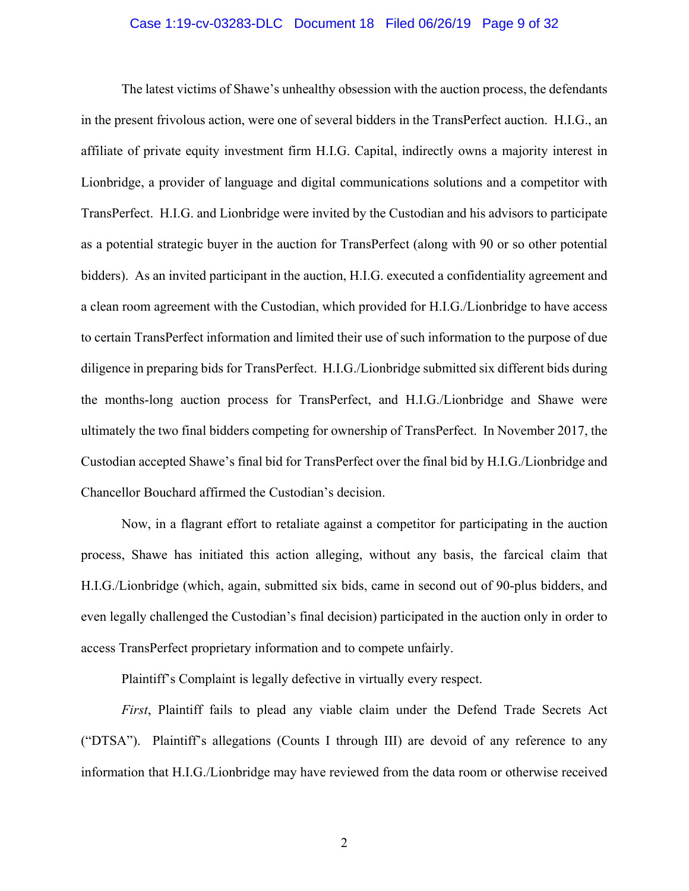The latest victims of Shawe's unhealthy obsession with the auction process, the defendants in the present frivolous action, were one of several bidders in the TransPerfect auction. H.I.G., an affiliate of private equity investment firm H.I.G. Capital, indirectly owns a majority interest in Lionbridge, a provider of language and digital communications solutions and a competitor with TransPerfect. H.I.G. and Lionbridge were invited by the Custodian and his advisors to participate as a potential strategic buyer in the auction for TransPerfect (along with 90 or so other potential bidders). As an invited participant in the auction, H.I.G. executed a confidentiality agreement and a clean room agreement with the Custodian, which provided for H.I.G./Lionbridge to have access to certain TransPerfect information and limited their use of such information to the purpose of due diligence in preparing bids for TransPerfect. H.I.G./Lionbridge submitted six different bids during the months-long auction process for TransPerfect, and H.I.G./Lionbridge and Shawe were ultimately the two final bidders competing for ownership of TransPerfect. In November 2017, the Custodian accepted Shawe's final bid for TransPerfect over the final bid by H.I.G./Lionbridge and Chancellor Bouchard affirmed the Custodian's decision.

Now, in a flagrant effort to retaliate against a competitor for participating in the auction process, Shawe has initiated this action alleging, without any basis, the farcical claim that H.I.G./Lionbridge (which, again, submitted six bids, came in second out of 90-plus bidders, and even legally challenged the Custodian's final decision) participated in the auction only in order to access TransPerfect proprietary information and to compete unfairly.

Plaintiff's Complaint is legally defective in virtually every respect.

*First*, Plaintiff fails to plead any viable claim under the Defend Trade Secrets Act ("DTSA"). Plaintiff's allegations (Counts I through III) are devoid of any reference to any information that H.I.G./Lionbridge may have reviewed from the data room or otherwise received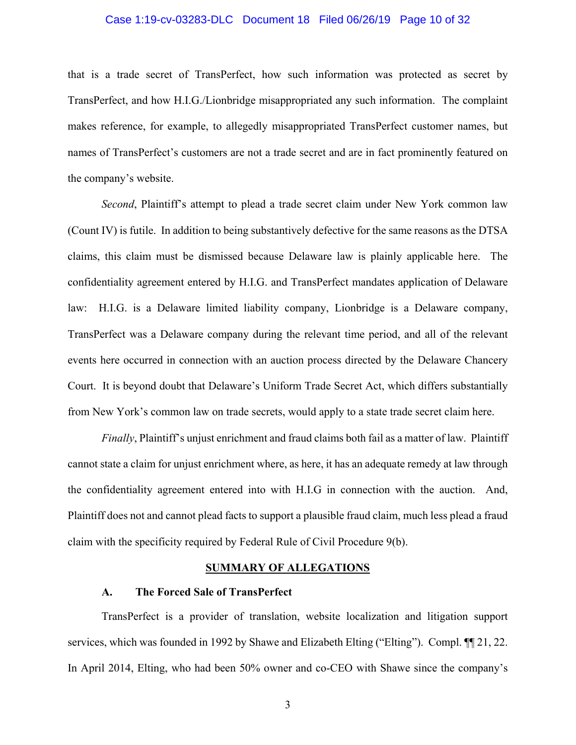that is a trade secret of TransPerfect, how such information was protected as secret by TransPerfect, and how H.I.G./Lionbridge misappropriated any such information. The complaint makes reference, for example, to allegedly misappropriated TransPerfect customer names, but names of TransPerfect's customers are not a trade secret and are in fact prominently featured on the company's website.

*Second*, Plaintiff's attempt to plead a trade secret claim under New York common law (Count IV) is futile. In addition to being substantively defective for the same reasons as the DTSA claims, this claim must be dismissed because Delaware law is plainly applicable here. The confidentiality agreement entered by H.I.G. and TransPerfect mandates application of Delaware law: H.I.G. is a Delaware limited liability company, Lionbridge is a Delaware company, TransPerfect was a Delaware company during the relevant time period, and all of the relevant events here occurred in connection with an auction process directed by the Delaware Chancery Court. It is beyond doubt that Delaware's Uniform Trade Secret Act, which differs substantially from New York's common law on trade secrets, would apply to a state trade secret claim here.

*Finally*, Plaintiff's unjust enrichment and fraud claims both fail as a matter of law. Plaintiff cannot state a claim for unjust enrichment where, as here, it has an adequate remedy at law through the confidentiality agreement entered into with H.I.G in connection with the auction. And, Plaintiff does not and cannot plead facts to support a plausible fraud claim, much less plead a fraud claim with the specificity required by Federal Rule of Civil Procedure 9(b).

## SUMMARY OF ALLEGATIONS

### A. The Forced Sale of TransPerfect

TransPerfect is a provider of translation, website localization and litigation support services, which was founded in 1992 by Shawe and Elizabeth Elting ("Elting"). Compl. ¶¶ 21, 22. In April 2014, Elting, who had been 50% owner and co-CEO with Shawe since the company's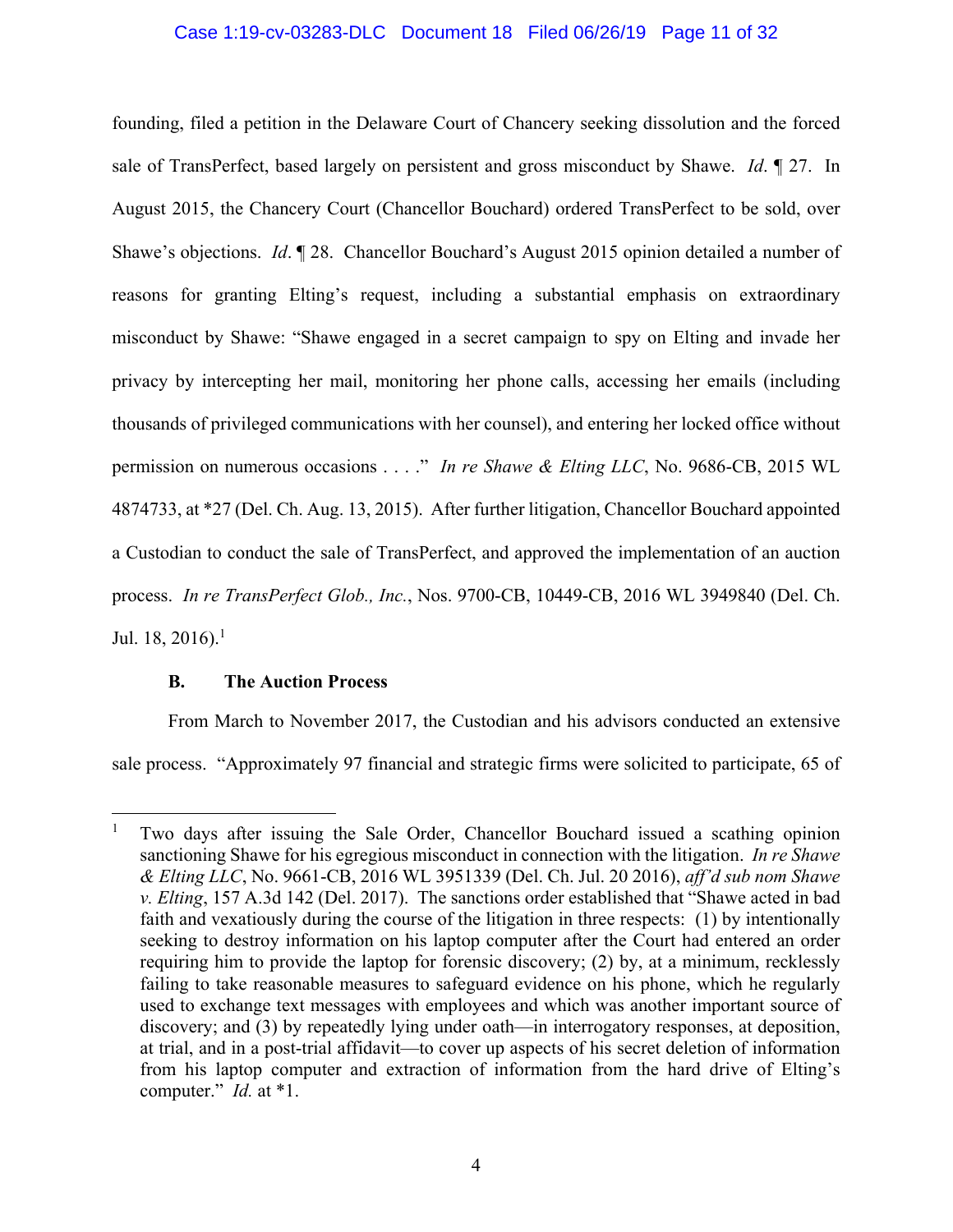founding, filed a petition in the Delaware Court of Chancery seeking dissolution and the forced sale of TransPerfect, based largely on persistent and gross misconduct by Shawe. *Id*. ¶ 27. In August 2015, the Chancery Court (Chancellor Bouchard) ordered TransPerfect to be sold, over Shawe's objections. *Id*. ¶ 28. Chancellor Bouchard's August 2015 opinion detailed a number of reasons for granting Elting's request, including a substantial emphasis on extraordinary misconduct by Shawe: "Shawe engaged in a secret campaign to spy on Elting and invade her privacy by intercepting her mail, monitoring her phone calls, accessing her emails (including thousands of privileged communications with her counsel), and entering her locked office without permission on numerous occasions . . . ." *In re Shawe & Elting LLC*, No. 9686-CB, 2015 WL 4874733, at *27 (Del. Ch. Aug. 13, 2015). After further litigation, Chancellor Bouchard appointed a Custodian to conduct the sale of TransPerfect, and approved the implementation of an auction process. *In re TransPerfect Glob., Inc.*, Nos. 9700-CB, 10449-CB, 2016 WL 3949840 (Del. Ch. Jul. 18, 2016).[1]

### B. The Auction Process

From March to November 2017, the Custodian and his advisors conducted an extensive sale process. "Approximately 97 financial and strategic firms were solicited to participate, 65 of

---

[1] Two days after issuing the Sale Order, Chancellor Bouchard issued a scathing opinion sanctioning Shawe for his egregious misconduct in connection with the litigation. *In re Shawe & Elting LLC*, No. 9661-CB, 2016 WL 3951339 (Del. Ch. Jul. 20 2016), *aff'd sub nom Shawe v. Elting*, 157 A.3d 142 (Del. 2017). The sanctions order established that "Shawe acted in bad faith and vexatiously during the course of the litigation in three respects: (1) by intentionally seeking to destroy information on his laptop computer after the Court had entered an order requiring him to provide the laptop for forensic discovery; (2) by, at a minimum, recklessly failing to take reasonable measures to safeguard evidence on his phone, which he regularly used to exchange text messages with employees and which was another important source of discovery; and (3) by repeatedly lying under oath—in interrogatory responses, at deposition, at trial, and in a post-trial affidavit—to cover up aspects of his secret deletion of information from his laptop computer and extraction of information from the hard drive of Elting's computer." *Id.* at *1.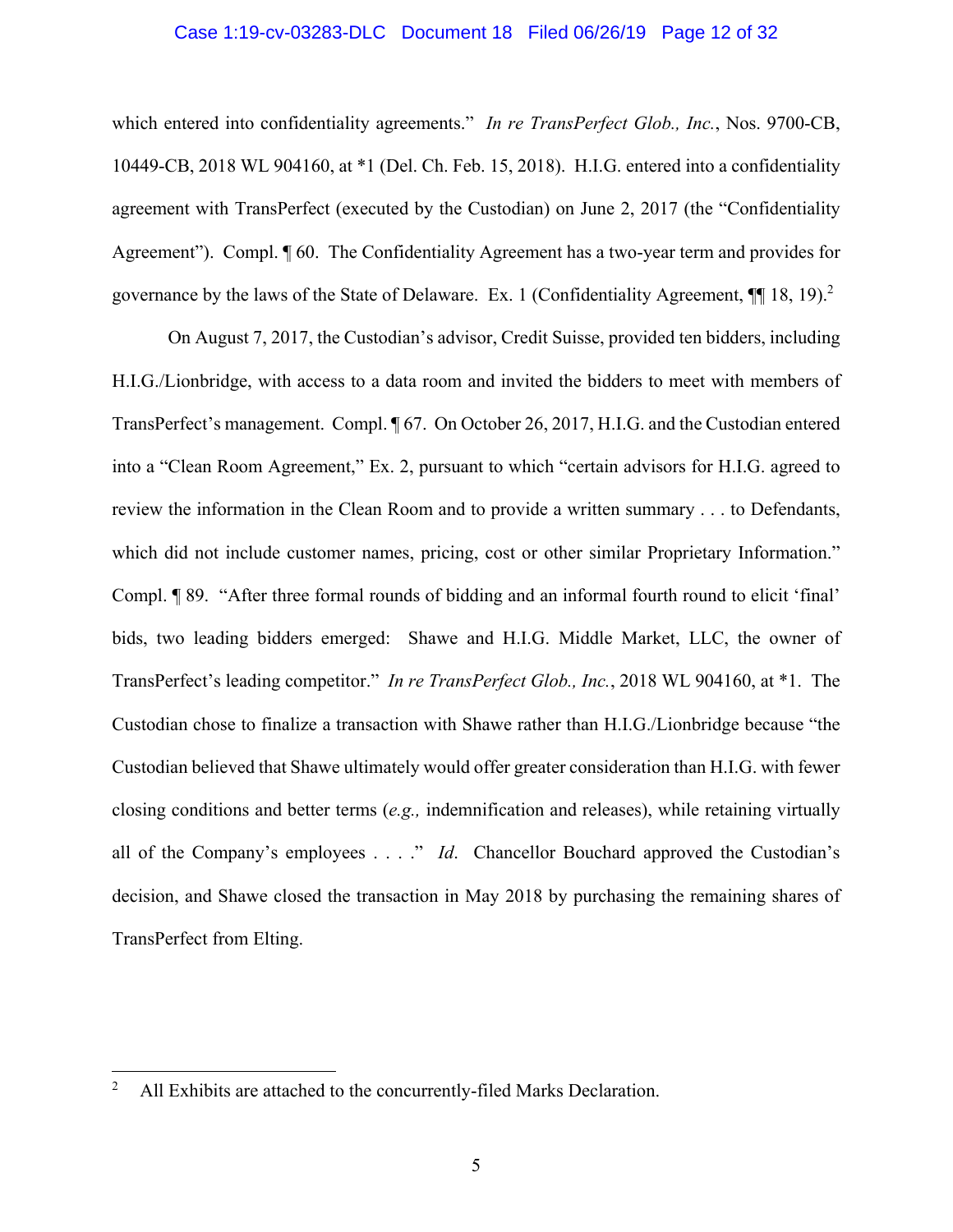which entered into confidentiality agreements." *In re TransPerfect Glob., Inc.*, Nos. 9700-CB, 10449-CB, 2018 WL 904160, at *1 (Del. Ch. Feb. 15, 2018). H.I.G. entered into a confidentiality agreement with TransPerfect (executed by the Custodian) on June 2, 2017 (the "Confidentiality Agreement"). Compl. ¶ 60. The Confidentiality Agreement has a two-year term and provides for governance by the laws of the State of Delaware. Ex. 1 (Confidentiality Agreement, ¶¶ 18, 19).[2]

On August 7, 2017, the Custodian's advisor, Credit Suisse, provided ten bidders, including H.I.G./Lionbridge, with access to a data room and invited the bidders to meet with members of TransPerfect's management. Compl. ¶ 67. On October 26, 2017, H.I.G. and the Custodian entered into a "Clean Room Agreement," Ex. 2, pursuant to which "certain advisors for H.I.G. agreed to review the information in the Clean Room and to provide a written summary . . . to Defendants, which did not include customer names, pricing, cost or other similar Proprietary Information." Compl. ¶ 89. "After three formal rounds of bidding and an informal fourth round to elicit 'final' bids, two leading bidders emerged: Shawe and H.I.G. Middle Market, LLC, the owner of TransPerfect's leading competitor." *In re TransPerfect Glob., Inc.*, 2018 WL 904160, at *1. The Custodian chose to finalize a transaction with Shawe rather than H.I.G./Lionbridge because "the Custodian believed that Shawe ultimately would offer greater consideration than H.I.G. with fewer closing conditions and better terms (*e.g.,* indemnification and releases), while retaining virtually all of the Company's employees . . . ." *Id*. Chancellor Bouchard approved the Custodian's decision, and Shawe closed the transaction in May 2018 by purchasing the remaining shares of TransPerfect from Elting.

---

[2] All Exhibits are attached to the concurrently-filed Marks Declaration.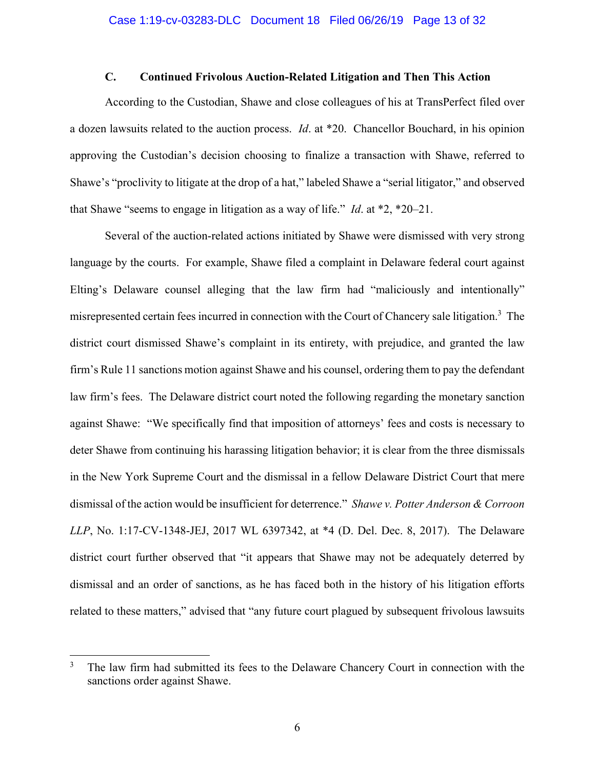### C. Continued Frivolous Auction-Related Litigation and Then This Action

According to the Custodian, Shawe and close colleagues of his at TransPerfect filed over a dozen lawsuits related to the auction process. *Id*. at *20. Chancellor Bouchard, in his opinion approving the Custodian's decision choosing to finalize a transaction with Shawe, referred to Shawe's "proclivity to litigate at the drop of a hat," labeled Shawe a "serial litigator," and observed that Shawe "seems to engage in litigation as a way of life." *Id*. at *2, *20–21.

Several of the auction-related actions initiated by Shawe were dismissed with very strong language by the courts. For example, Shawe filed a complaint in Delaware federal court against Elting's Delaware counsel alleging that the law firm had "maliciously and intentionally" misrepresented certain fees incurred in connection with the Court of Chancery sale litigation.[3] The district court dismissed Shawe's complaint in its entirety, with prejudice, and granted the law firm's Rule 11 sanctions motion against Shawe and his counsel, ordering them to pay the defendant law firm's fees. The Delaware district court noted the following regarding the monetary sanction against Shawe: "We specifically find that imposition of attorneys' fees and costs is necessary to deter Shawe from continuing his harassing litigation behavior; it is clear from the three dismissals in the New York Supreme Court and the dismissal in a fellow Delaware District Court that mere dismissal of the action would be insufficient for deterrence." *Shawe v. Potter Anderson & Corroon LLP*, No. 1:17-CV-1348-JEJ, 2017 WL 6397342, at *4 (D. Del. Dec. 8, 2017). The Delaware district court further observed that "it appears that Shawe may not be adequately deterred by dismissal and an order of sanctions, as he has faced both in the history of his litigation efforts related to these matters," advised that "any future court plagued by subsequent frivolous lawsuits

---

[3] The law firm had submitted its fees to the Delaware Chancery Court in connection with the sanctions order against Shawe.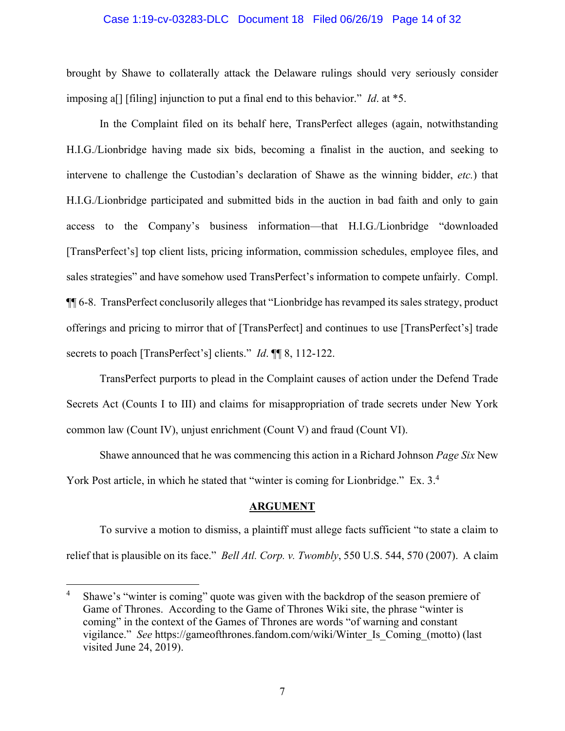brought by Shawe to collaterally attack the Delaware rulings should very seriously consider imposing a[] [filing] injunction to put a final end to this behavior." *Id.* at *5.

In the Complaint filed on its behalf here, TransPerfect alleges (again, notwithstanding H.I.G./Lionbridge having made six bids, becoming a finalist in the auction, and seeking to intervene to challenge the Custodian's declaration of Shawe as the winning bidder, *etc.*) that H.I.G./Lionbridge participated and submitted bids in the auction in bad faith and only to gain access to the Company's business information—that H.I.G./Lionbridge "downloaded [TransPerfect's] top client lists, pricing information, commission schedules, employee files, and sales strategies" and have somehow used TransPerfect's information to compete unfairly. Compl. ¶¶ 6-8. TransPerfect conclusorily alleges that "Lionbridge has revamped its sales strategy, product offerings and pricing to mirror that of [TransPerfect] and continues to use [TransPerfect's] trade secrets to poach [TransPerfect's] clients." *Id*. ¶¶ 8, 112-122.

TransPerfect purports to plead in the Complaint causes of action under the Defend Trade Secrets Act (Counts I to III) and claims for misappropriation of trade secrets under New York common law (Count IV), unjust enrichment (Count V) and fraud (Count VI).

Shawe announced that he was commencing this action in a Richard Johnson *Page Six* New York Post article, in which he stated that "winter is coming for Lionbridge." Ex. 3.[4]

## ARGUMENT

To survive a motion to dismiss, a plaintiff must allege facts sufficient "to state a claim to relief that is plausible on its face." *Bell Atl. Corp. v. Twombly*, 550 U.S. 544, 570 (2007). A claim

---

[4] Shawe's "winter is coming" quote was given with the backdrop of the season premiere of Game of Thrones. According to the Game of Thrones Wiki site, the phrase "winter is coming" in the context of the Games of Thrones are words "of warning and constant vigilance." *See* https://gameofthrones.fandom.com/wiki/Winter_Is_Coming_(motto) (last visited June 24, 2019).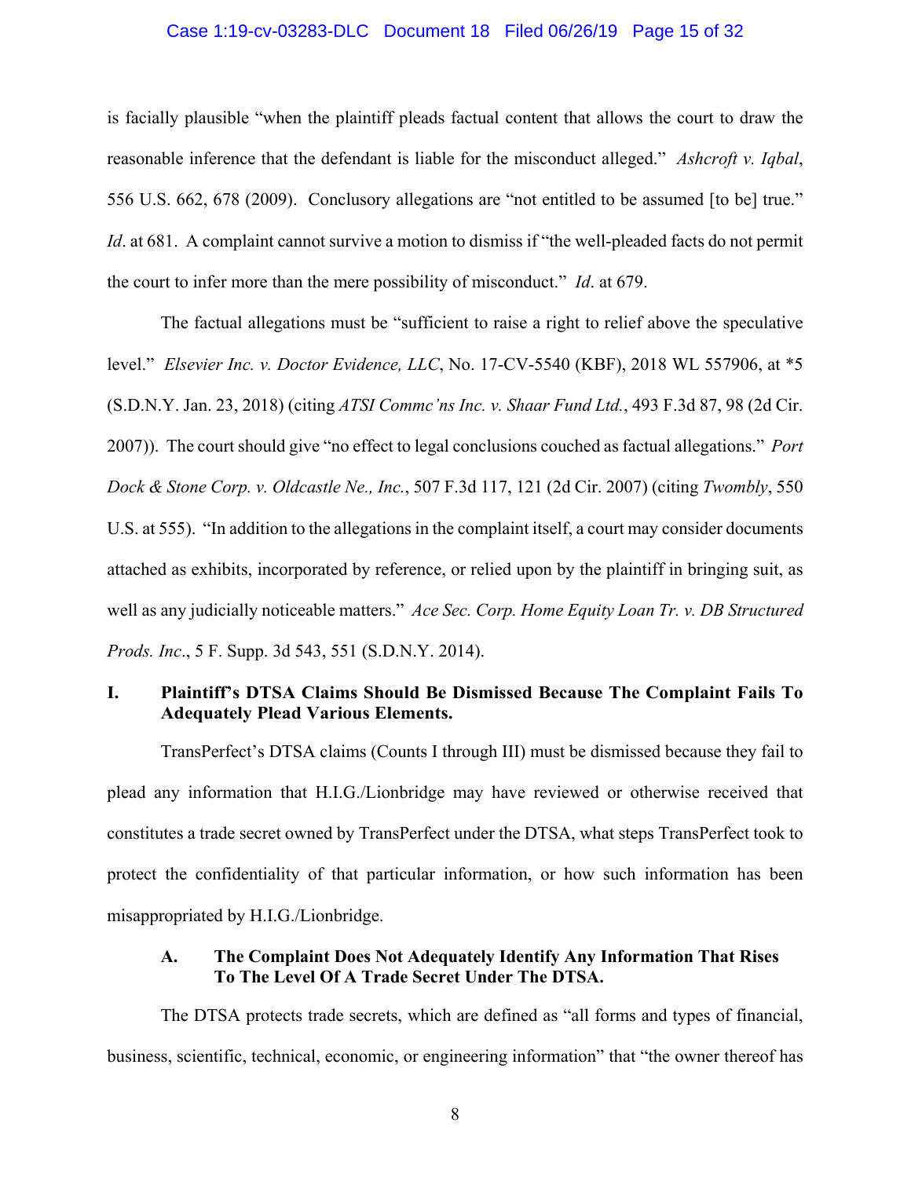is facially plausible "when the plaintiff pleads factual content that allows the court to draw the reasonable inference that the defendant is liable for the misconduct alleged." *Ashcroft v. Iqbal*, 556 U.S. 662, 678 (2009). Conclusory allegations are "not entitled to be assumed [to be] true." *Id*. at 681. A complaint cannot survive a motion to dismiss if "the well-pleaded facts do not permit the court to infer more than the mere possibility of misconduct." *Id*. at 679.

The factual allegations must be "sufficient to raise a right to relief above the speculative level." *Elsevier Inc. v. Doctor Evidence, LLC*, No. 17-CV-5540 (KBF), 2018 WL 557906, at *5 (S.D.N.Y. Jan. 23, 2018) (citing *ATSI Commc'ns Inc. v. Shaar Fund Ltd.*, 493 F.3d 87, 98 (2d Cir. 2007)). The court should give "no effect to legal conclusions couched as factual allegations." *Port Dock & Stone Corp. v. Oldcastle Ne., Inc.*, 507 F.3d 117, 121 (2d Cir. 2007) (citing *Twombly*, 550 U.S. at 555). "In addition to the allegations in the complaint itself, a court may consider documents attached as exhibits, incorporated by reference, or relied upon by the plaintiff in bringing suit, as well as any judicially noticeable matters." *Ace Sec. Corp. Home Equity Loan Tr. v. DB Structured Prods. Inc*., 5 F. Supp. 3d 543, 551 (S.D.N.Y. 2014).

## I. Plaintiff's DTSA Claims Should Be Dismissed Because The Complaint Fails To Adequately Plead Various Elements.

TransPerfect's DTSA claims (Counts I through III) must be dismissed because they fail to plead any information that H.I.G./Lionbridge may have reviewed or otherwise received that constitutes a trade secret owned by TransPerfect under the DTSA, what steps TransPerfect took to protect the confidentiality of that particular information, or how such information has been misappropriated by H.I.G./Lionbridge.

### A. The Complaint Does Not Adequately Identify Any Information That Rises To The Level Of A Trade Secret Under The DTSA.

The DTSA protects trade secrets, which are defined as "all forms and types of financial, business, scientific, technical, economic, or engineering information" that "the owner thereof has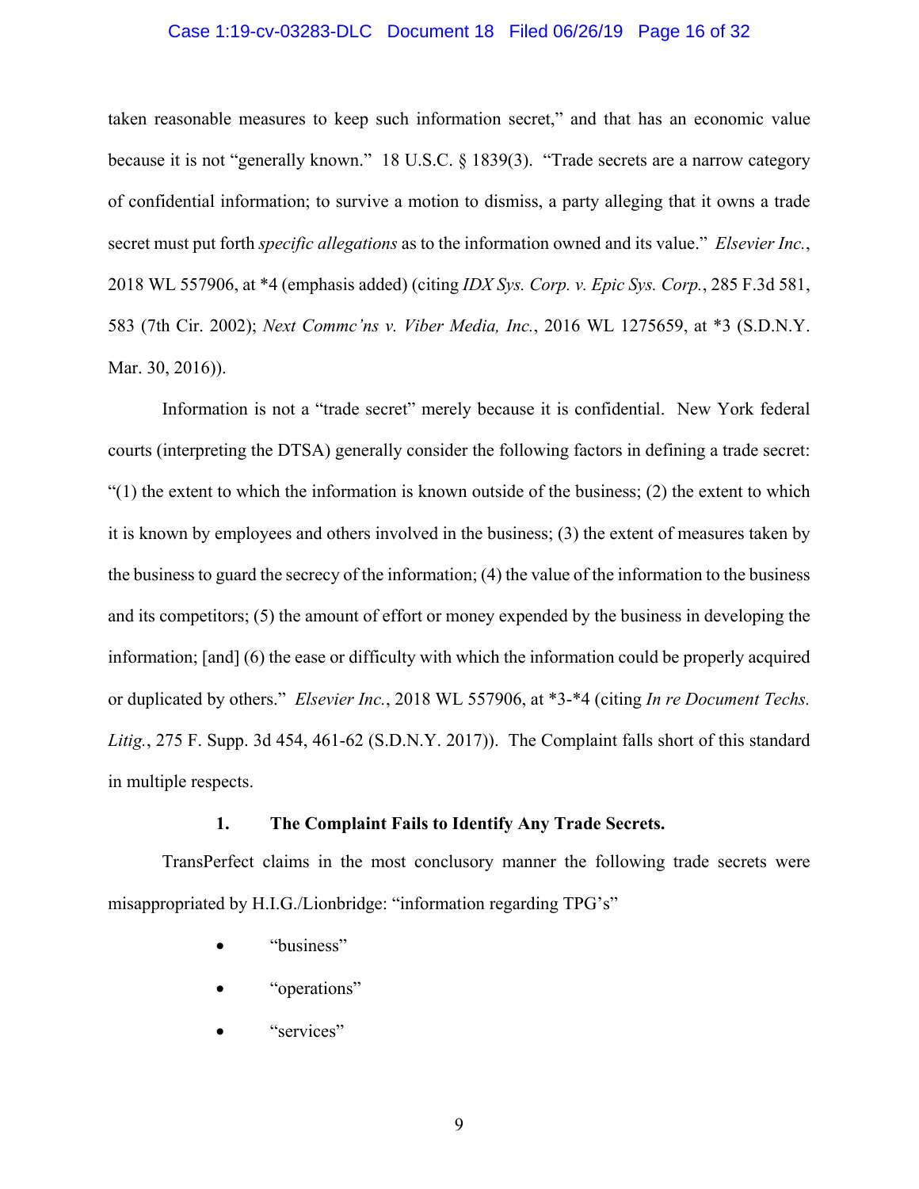taken reasonable measures to keep such information secret," and that has an economic value because it is not "generally known." 18 U.S.C. § 1839(3). "Trade secrets are a narrow category of confidential information; to survive a motion to dismiss, a party alleging that it owns a trade secret must put forth *specific allegations* as to the information owned and its value." *Elsevier Inc.*, 2018 WL 557906, at *4 (emphasis added) (citing *IDX Sys. Corp. v. Epic Sys. Corp.*, 285 F.3d 581, 583 (7th Cir. 2002); *Next Commc'ns v. Viber Media, Inc.*, 2016 WL 1275659, at *3 (S.D.N.Y. Mar. 30, 2016)).

Information is not a "trade secret" merely because it is confidential. New York federal courts (interpreting the DTSA) generally consider the following factors in defining a trade secret: "(1) the extent to which the information is known outside of the business; (2) the extent to which it is known by employees and others involved in the business; (3) the extent of measures taken by the business to guard the secrecy of the information; (4) the value of the information to the business and its competitors; (5) the amount of effort or money expended by the business in developing the information; [and] (6) the ease or difficulty with which the information could be properly acquired or duplicated by others." *Elsevier Inc.*, 2018 WL 557906, at *3-*4 (citing *In re Document Techs. Litig.*, 275 F. Supp. 3d 454, 461-62 (S.D.N.Y. 2017)). The Complaint falls short of this standard in multiple respects.

### 1. The Complaint Fails to Identify Any Trade Secrets.

TransPerfect claims in the most conclusory manner the following trade secrets were misappropriated by H.I.G./Lionbridge: "information regarding TPG's"

- "business"
- "operations"
- "services"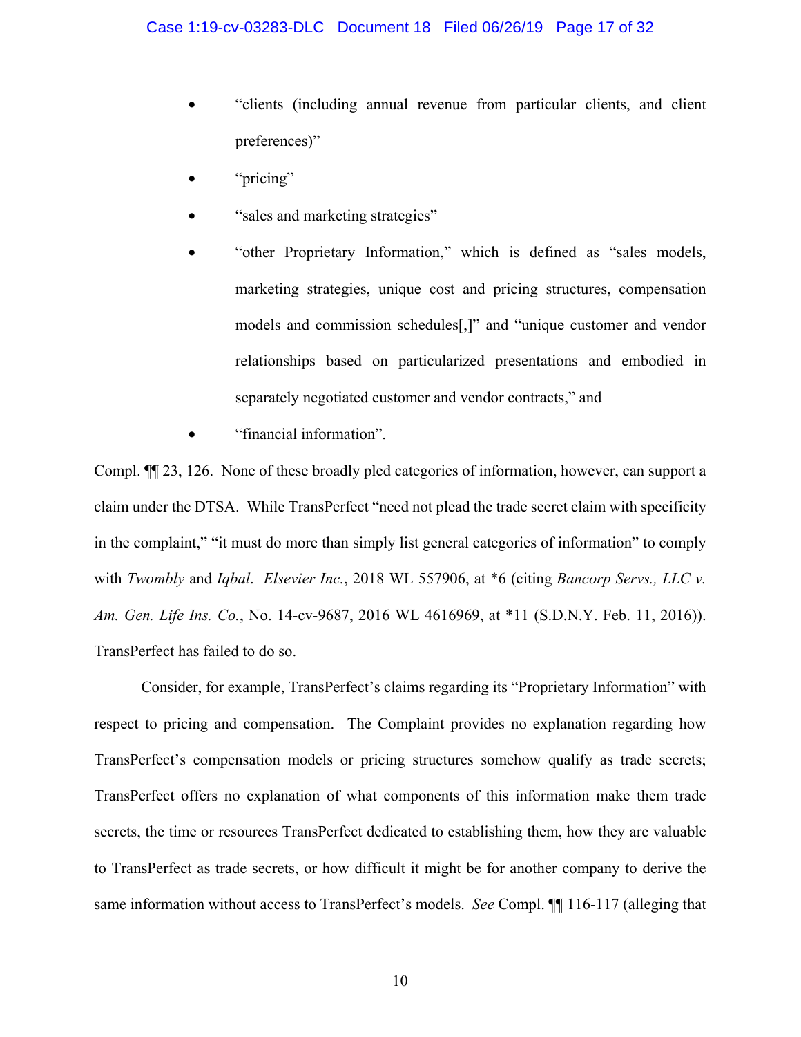- "clients (including annual revenue from particular clients, and client preferences)"
- "pricing"
- "sales and marketing strategies"
- "other Proprietary Information," which is defined as "sales models, marketing strategies, unique cost and pricing structures, compensation models and commission schedules[,]" and "unique customer and vendor relationships based on particularized presentations and embodied in separately negotiated customer and vendor contracts," and
- "financial information".

Compl. ¶¶ 23, 126. None of these broadly pled categories of information, however, can support a claim under the DTSA. While TransPerfect "need not plead the trade secret claim with specificity in the complaint," "it must do more than simply list general categories of information" to comply with *Twombly* and *Iqbal*. *Elsevier Inc.*, 2018 WL 557906, at *6 (citing *Bancorp Servs., LLC v. Am. Gen. Life Ins. Co.*, No. 14-cv-9687, 2016 WL 4616969, at *11 (S.D.N.Y. Feb. 11, 2016)). TransPerfect has failed to do so.

Consider, for example, TransPerfect's claims regarding its "Proprietary Information" with respect to pricing and compensation. The Complaint provides no explanation regarding how TransPerfect's compensation models or pricing structures somehow qualify as trade secrets; TransPerfect offers no explanation of what components of this information make them trade secrets, the time or resources TransPerfect dedicated to establishing them, how they are valuable to TransPerfect as trade secrets, or how difficult it might be for another company to derive the same information without access to TransPerfect's models. *See* Compl. ¶¶ 116-117 (alleging that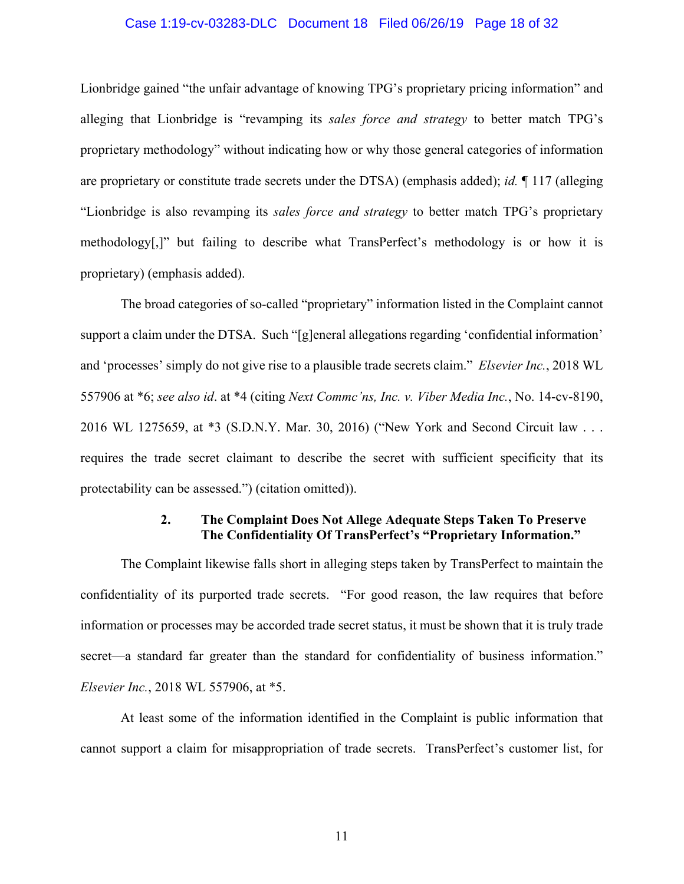Lionbridge gained "the unfair advantage of knowing TPG's proprietary pricing information" and alleging that Lionbridge is "revamping its *sales force and strategy* to better match TPG's proprietary methodology" without indicating how or why those general categories of information are proprietary or constitute trade secrets under the DTSA) (emphasis added); *id.* ¶ 117 (alleging "Lionbridge is also revamping its *sales force and strategy* to better match TPG's proprietary methodology[,]" but failing to describe what TransPerfect's methodology is or how it is proprietary) (emphasis added).

The broad categories of so-called "proprietary" information listed in the Complaint cannot support a claim under the DTSA. Such "[g]eneral allegations regarding 'confidential information' and 'processes' simply do not give rise to a plausible trade secrets claim." *Elsevier Inc.*, 2018 WL 557906 at *6; *see also id*. at *4 (citing *Next Commc'ns, Inc. v. Viber Media Inc.*, No. 14-cv-8190, 2016 WL 1275659, at *3 (S.D.N.Y. Mar. 30, 2016) ("New York and Second Circuit law . . . requires the trade secret claimant to describe the secret with sufficient specificity that its protectability can be assessed.") (citation omitted)).

### 2. The Complaint Does Not Allege Adequate Steps Taken To Preserve The Confidentiality Of TransPerfect's "Proprietary Information."

The Complaint likewise falls short in alleging steps taken by TransPerfect to maintain the confidentiality of its purported trade secrets. "For good reason, the law requires that before information or processes may be accorded trade secret status, it must be shown that it is truly trade secret—a standard far greater than the standard for confidentiality of business information." *Elsevier Inc.*, 2018 WL 557906, at *5.

At least some of the information identified in the Complaint is public information that cannot support a claim for misappropriation of trade secrets. TransPerfect's customer list, for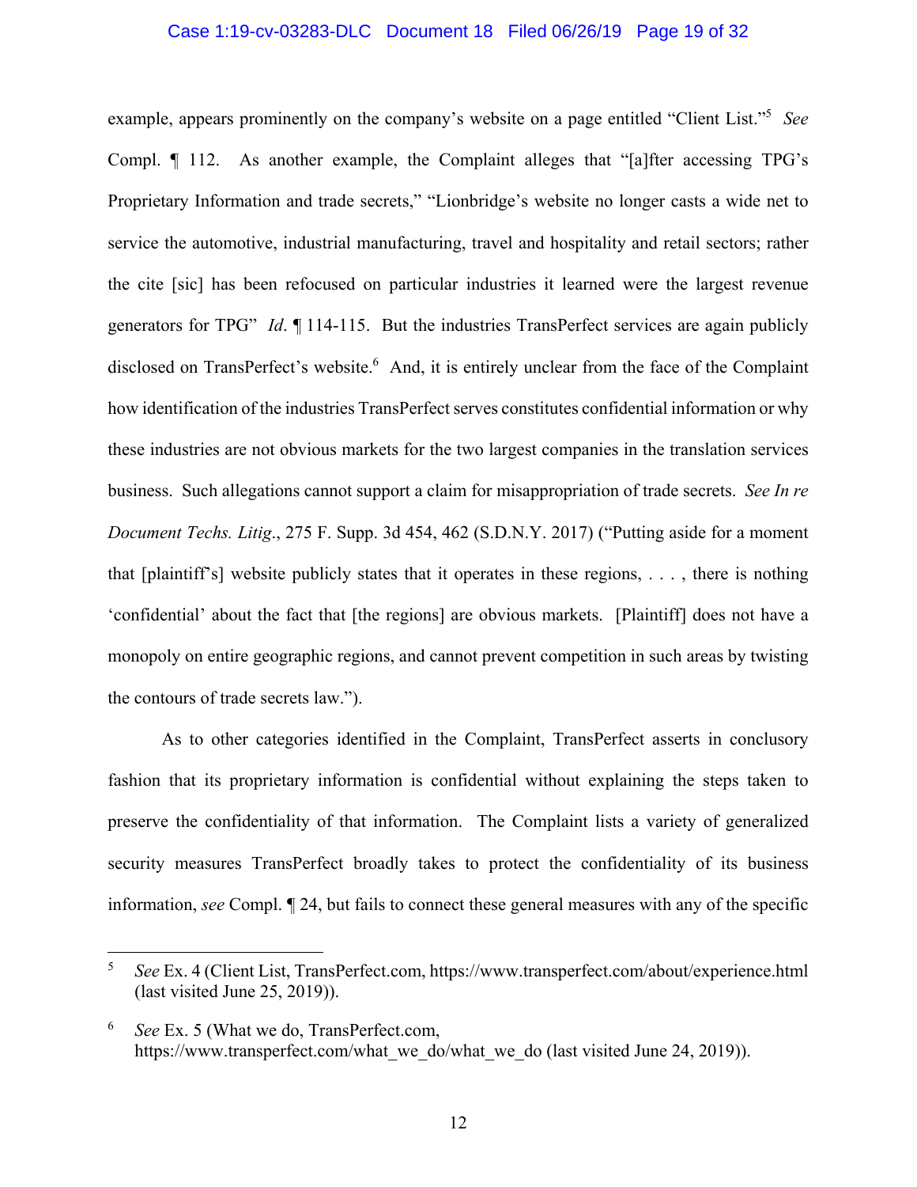example, appears prominently on the company's website on a page entitled "Client List."[5] *See* Compl. ¶ 112. As another example, the Complaint alleges that "[a]fter accessing TPG's Proprietary Information and trade secrets," "Lionbridge's website no longer casts a wide net to service the automotive, industrial manufacturing, travel and hospitality and retail sectors; rather the cite [sic] has been refocused on particular industries it learned were the largest revenue generators for TPG" *Id*. ¶ 114-115. But the industries TransPerfect services are again publicly disclosed on TransPerfect's website.[6] And, it is entirely unclear from the face of the Complaint how identification of the industries TransPerfect serves constitutes confidential information or why these industries are not obvious markets for the two largest companies in the translation services business. Such allegations cannot support a claim for misappropriation of trade secrets. *See In re Document Techs. Litig*., 275 F. Supp. 3d 454, 462 (S.D.N.Y. 2017) ("Putting aside for a moment that [plaintiff's] website publicly states that it operates in these regions, . . . , there is nothing 'confidential' about the fact that [the regions] are obvious markets. [Plaintiff] does not have a monopoly on entire geographic regions, and cannot prevent competition in such areas by twisting the contours of trade secrets law.").

As to other categories identified in the Complaint, TransPerfect asserts in conclusory fashion that its proprietary information is confidential without explaining the steps taken to preserve the confidentiality of that information. The Complaint lists a variety of generalized security measures TransPerfect broadly takes to protect the confidentiality of its business information, *see* Compl. ¶ 24, but fails to connect these general measures with any of the specific

---

[5] *See* Ex. 4 (Client List, TransPerfect.com, https://www.transperfect.com/about/experience.html (last visited June 25, 2019)).

[6] *See* Ex. 5 (What we do, TransPerfect.com, https://www.transperfect.com/what_we_do/what_we_do (last visited June 24, 2019)).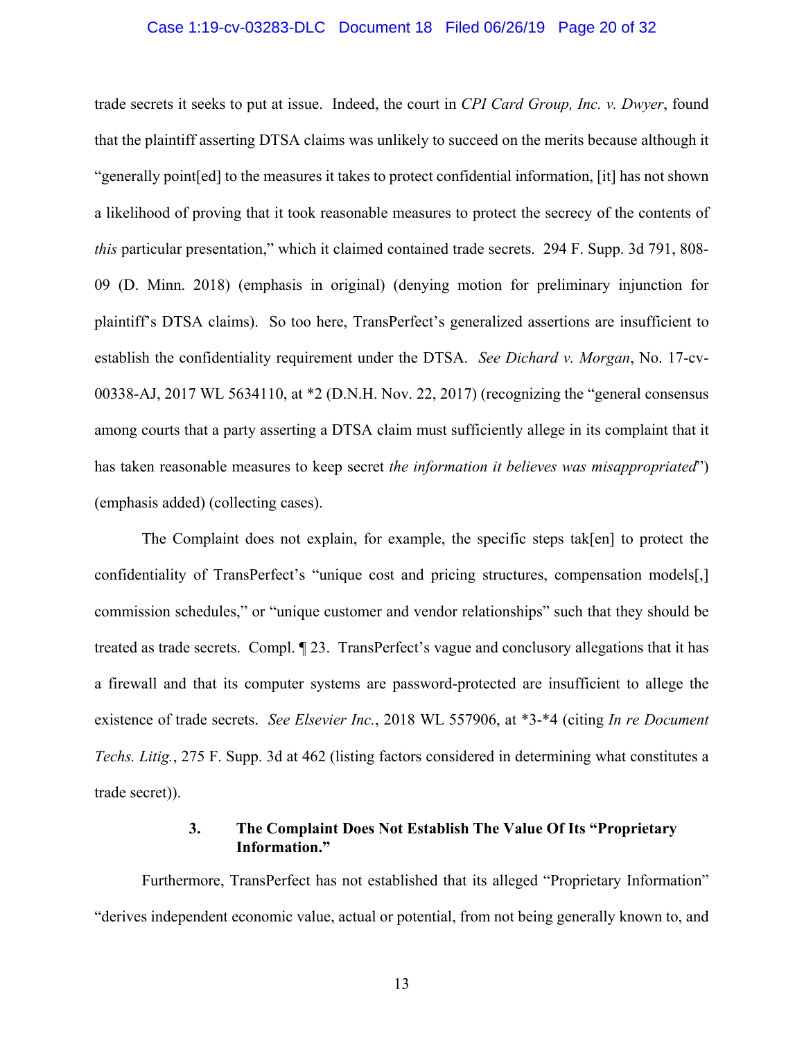trade secrets it seeks to put at issue. Indeed, the court in *CPI Card Group, Inc. v. Dwyer*, found that the plaintiff asserting DTSA claims was unlikely to succeed on the merits because although it "generally point[ed] to the measures it takes to protect confidential information, [it] has not shown a likelihood of proving that it took reasonable measures to protect the secrecy of the contents of *this* particular presentation," which it claimed contained trade secrets. 294 F. Supp. 3d 791, 808-09 (D. Minn. 2018) (emphasis in original) (denying motion for preliminary injunction for plaintiff's DTSA claims). So too here, TransPerfect's generalized assertions are insufficient to establish the confidentiality requirement under the DTSA. *See Dichard v. Morgan*, No. 17-cv-00338-AJ, 2017 WL 5634110, at *2 (D.N.H. Nov. 22, 2017) (recognizing the "general consensus among courts that a party asserting a DTSA claim must sufficiently allege in its complaint that it has taken reasonable measures to keep secret *the information it believes was misappropriated*") (emphasis added) (collecting cases).

The Complaint does not explain, for example, the specific steps tak[en] to protect the confidentiality of TransPerfect's "unique cost and pricing structures, compensation models[,] commission schedules," or "unique customer and vendor relationships" such that they should be treated as trade secrets. Compl. ¶ 23. TransPerfect's vague and conclusory allegations that it has a firewall and that its computer systems are password-protected are insufficient to allege the existence of trade secrets. *See Elsevier Inc.*, 2018 WL 557906, at *3-*4 (citing *In re Document Techs. Litig.*, 275 F. Supp. 3d at 462 (listing factors considered in determining what constitutes a trade secret)).

**3. The Complaint Does Not Establish The Value Of Its "Proprietary Information."**

Furthermore, TransPerfect has not established that its alleged "Proprietary Information" "derives independent economic value, actual or potential, from not being generally known to, and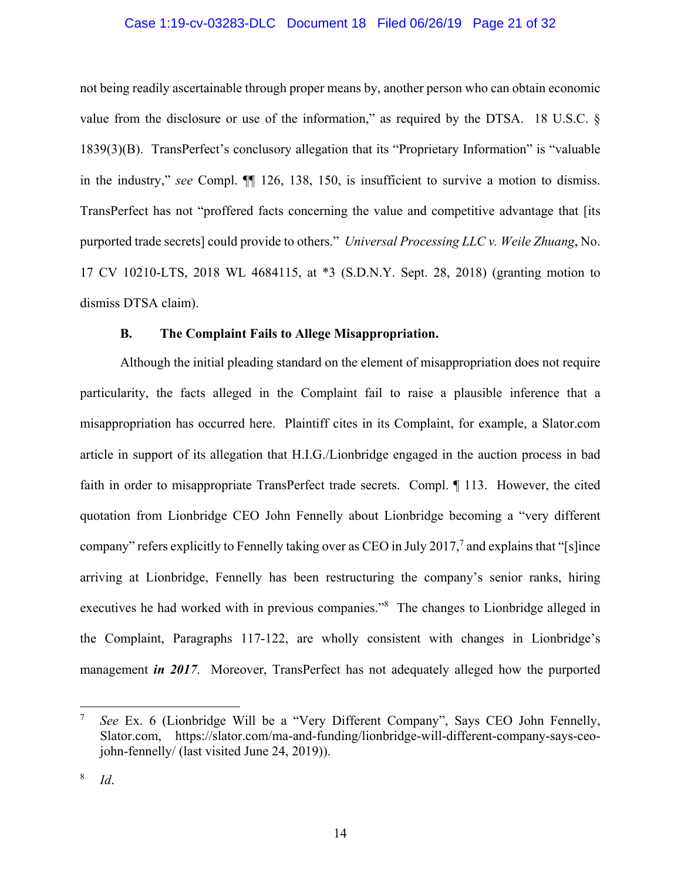not being readily ascertainable through proper means by, another person who can obtain economic value from the disclosure or use of the information," as required by the DTSA. 18 U.S.C. § 1839(3)(B). TransPerfect's conclusory allegation that its "Proprietary Information" is "valuable in the industry," *see* Compl. ¶¶ 126, 138, 150, is insufficient to survive a motion to dismiss. TransPerfect has not "proffered facts concerning the value and competitive advantage that [its purported trade secrets] could provide to others." *Universal Processing LLC v. Weile Zhuang*, No. 17 CV 10210-LTS, 2018 WL 4684115, at *3 (S.D.N.Y. Sept. 28, 2018) (granting motion to dismiss DTSA claim).

**B. The Complaint Fails to Allege Misappropriation.**

Although the initial pleading standard on the element of misappropriation does not require particularity, the facts alleged in the Complaint fail to raise a plausible inference that a misappropriation has occurred here. Plaintiff cites in its Complaint, for example, a Slator.com article in support of its allegation that H.I.G./Lionbridge engaged in the auction process in bad faith in order to misappropriate TransPerfect trade secrets. Compl. ¶ 113. However, the cited quotation from Lionbridge CEO John Fennelly about Lionbridge becoming a "very different company" refers explicitly to Fennelly taking over as CEO in July 2017,[7] and explains that "[s]ince arriving at Lionbridge, Fennelly has been restructuring the company's senior ranks, hiring executives he had worked with in previous companies."[8] The changes to Lionbridge alleged in the Complaint, Paragraphs 117-122, are wholly consistent with changes in Lionbridge's management ***in 2017***. Moreover, TransPerfect has not adequately alleged how the purported

---

[7] *See* Ex. 6 (Lionbridge Will be a "Very Different Company", Says CEO John Fennelly, Slator.com, https://slator.com/ma-and-funding/lionbridge-will-different-company-says-ceo-john-fennelly/ (last visited June 24, 2019)).

[8] *Id*.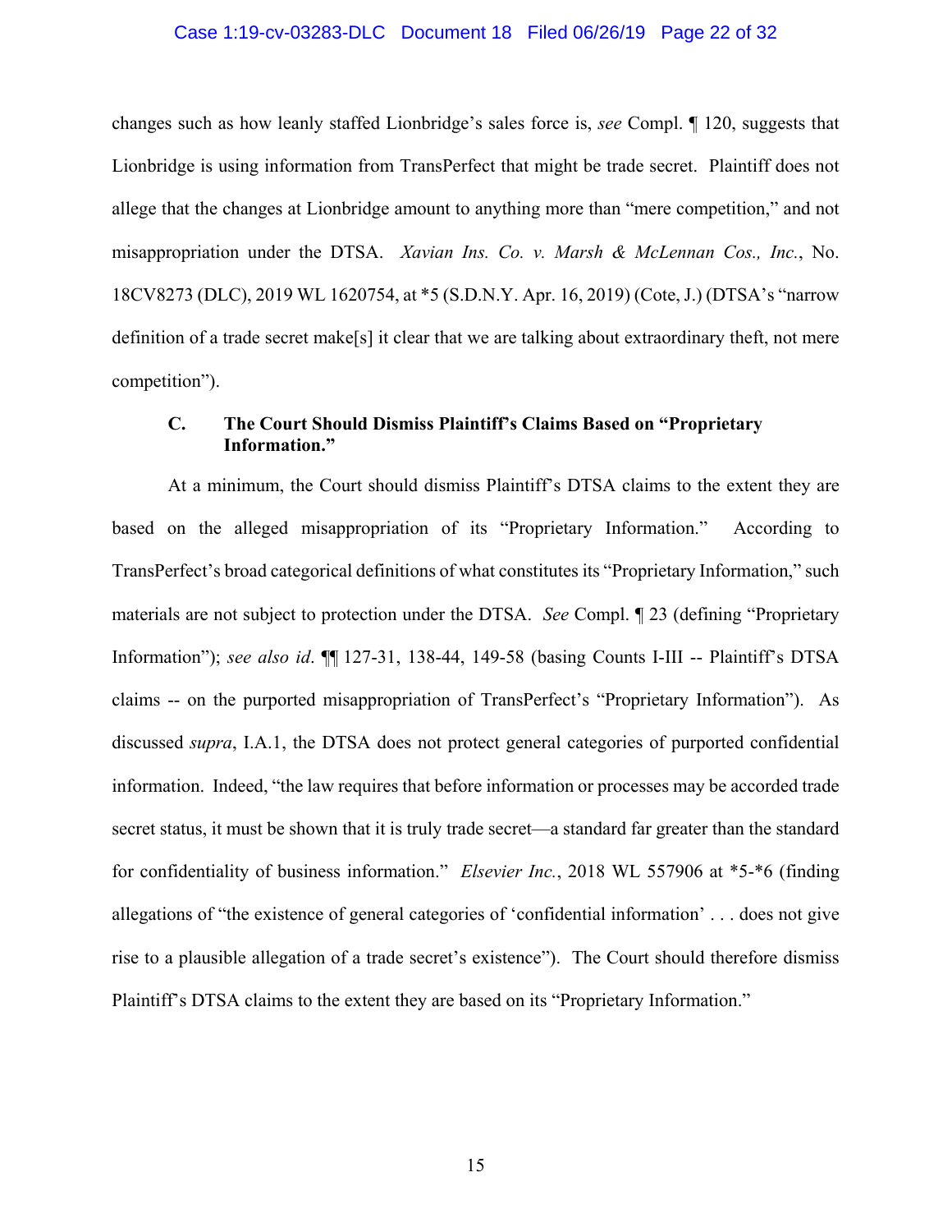changes such as how leanly staffed Lionbridge's sales force is, *see* Compl. ¶ 120, suggests that Lionbridge is using information from TransPerfect that might be trade secret. Plaintiff does not allege that the changes at Lionbridge amount to anything more than "mere competition," and not misappropriation under the DTSA. *Xavian Ins. Co. v. Marsh & McLennan Cos., Inc.*, No. 18CV8273 (DLC), 2019 WL 1620754, at *5 (S.D.N.Y. Apr. 16, 2019) (Cote, J.) (DTSA's "narrow definition of a trade secret make[s] it clear that we are talking about extraordinary theft, not mere competition").

### C. The Court Should Dismiss Plaintiff's Claims Based on "Proprietary Information."

At a minimum, the Court should dismiss Plaintiff's DTSA claims to the extent they are based on the alleged misappropriation of its "Proprietary Information." According to TransPerfect's broad categorical definitions of what constitutes its "Proprietary Information," such materials are not subject to protection under the DTSA. *See* Compl. ¶ 23 (defining "Proprietary Information"); *see also id*. ¶¶ 127-31, 138-44, 149-58 (basing Counts I-III -- Plaintiff's DTSA claims -- on the purported misappropriation of TransPerfect's "Proprietary Information"). As discussed *supra*, I.A.1, the DTSA does not protect general categories of purported confidential information. Indeed, "the law requires that before information or processes may be accorded trade secret status, it must be shown that it is truly trade secret—a standard far greater than the standard for confidentiality of business information." *Elsevier Inc.*, 2018 WL 557906 at *5-*6 (finding allegations of "the existence of general categories of 'confidential information' . . . does not give rise to a plausible allegation of a trade secret's existence"). The Court should therefore dismiss Plaintiff's DTSA claims to the extent they are based on its "Proprietary Information."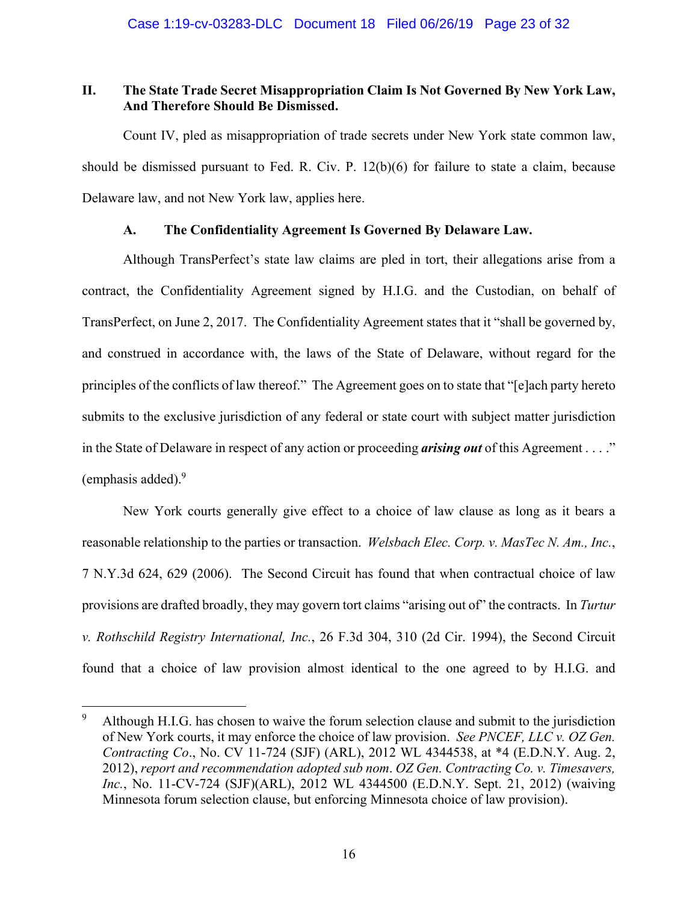## II. The State Trade Secret Misappropriation Claim Is Not Governed By New York Law, And Therefore Should Be Dismissed.

Count IV, pled as misappropriation of trade secrets under New York state common law, should be dismissed pursuant to Fed. R. Civ. P. 12(b)(6) for failure to state a claim, because Delaware law, and not New York law, applies here.

### A. The Confidentiality Agreement Is Governed By Delaware Law.

Although TransPerfect's state law claims are pled in tort, their allegations arise from a contract, the Confidentiality Agreement signed by H.I.G. and the Custodian, on behalf of TransPerfect, on June 2, 2017. The Confidentiality Agreement states that it "shall be governed by, and construed in accordance with, the laws of the State of Delaware, without regard for the principles of the conflicts of law thereof." The Agreement goes on to state that "[e]ach party hereto submits to the exclusive jurisdiction of any federal or state court with subject matter jurisdiction in the State of Delaware in respect of any action or proceeding ***arising out*** of this Agreement . . . ." (emphasis added).[9]

New York courts generally give effect to a choice of law clause as long as it bears a reasonable relationship to the parties or transaction. *Welsbach Elec. Corp. v. MasTec N. Am., Inc.*, 7 N.Y.3d 624, 629 (2006). The Second Circuit has found that when contractual choice of law provisions are drafted broadly, they may govern tort claims "arising out of" the contracts. In *Turtur v. Rothschild Registry International, Inc.*, 26 F.3d 304, 310 (2d Cir. 1994), the Second Circuit found that a choice of law provision almost identical to the one agreed to by H.I.G. and

---

[9] Although H.I.G. has chosen to waive the forum selection clause and submit to the jurisdiction of New York courts, it may enforce the choice of law provision. *See PNCEF, LLC v. OZ Gen. Contracting Co*., No. CV 11-724 (SJF) (ARL), 2012 WL 4344538, at *4 (E.D.N.Y. Aug. 2, 2012), *report and recommendation adopted sub nom*. *OZ Gen. Contracting Co. v. Timesavers, Inc.*, No. 11-CV-724 (SJF)(ARL), 2012 WL 4344500 (E.D.N.Y. Sept. 21, 2012) (waiving Minnesota forum selection clause, but enforcing Minnesota choice of law provision).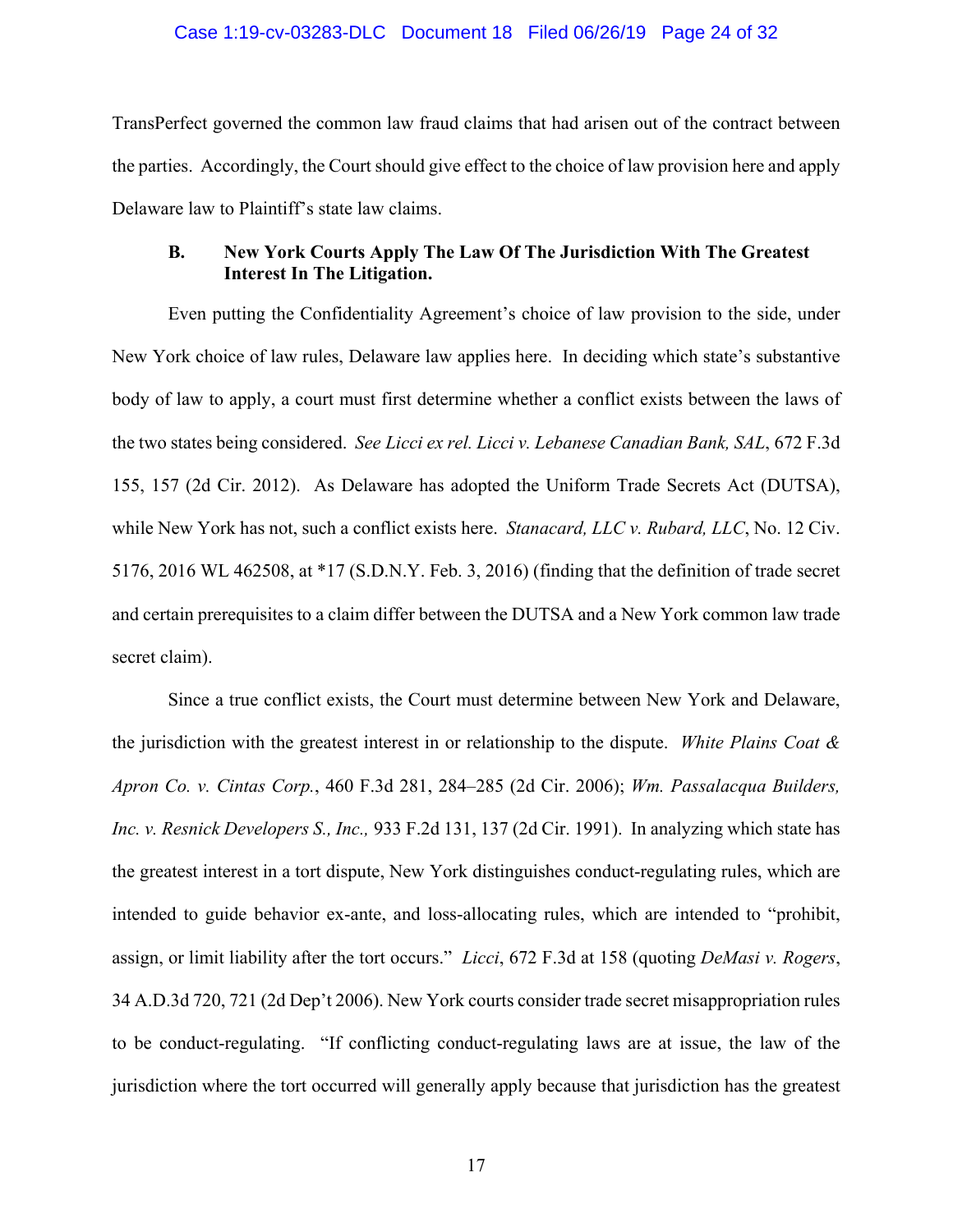TransPerfect governed the common law fraud claims that had arisen out of the contract between the parties. Accordingly, the Court should give effect to the choice of law provision here and apply Delaware law to Plaintiff's state law claims.

### B. New York Courts Apply The Law Of The Jurisdiction With The Greatest Interest In The Litigation.

Even putting the Confidentiality Agreement's choice of law provision to the side, under New York choice of law rules, Delaware law applies here. In deciding which state's substantive body of law to apply, a court must first determine whether a conflict exists between the laws of the two states being considered. *See Licci ex rel. Licci v. Lebanese Canadian Bank, SAL*, 672 F.3d 155, 157 (2d Cir. 2012). As Delaware has adopted the Uniform Trade Secrets Act (DUTSA), while New York has not, such a conflict exists here. *Stanacard, LLC v. Rubard, LLC*, No. 12 Civ. 5176, 2016 WL 462508, at *17 (S.D.N.Y. Feb. 3, 2016) (finding that the definition of trade secret and certain prerequisites to a claim differ between the DUTSA and a New York common law trade secret claim).

Since a true conflict exists, the Court must determine between New York and Delaware, the jurisdiction with the greatest interest in or relationship to the dispute. *White Plains Coat & Apron Co. v. Cintas Corp.*, 460 F.3d 281, 284–285 (2d Cir. 2006); *Wm. Passalacqua Builders, Inc. v. Resnick Developers S., Inc.,* 933 F.2d 131, 137 (2d Cir. 1991). In analyzing which state has the greatest interest in a tort dispute, New York distinguishes conduct-regulating rules, which are intended to guide behavior ex-ante, and loss-allocating rules, which are intended to "prohibit, assign, or limit liability after the tort occurs." *Licci*, 672 F.3d at 158 (quoting *DeMasi v. Rogers*, 34 A.D.3d 720, 721 (2d Dep't 2006). New York courts consider trade secret misappropriation rules to be conduct-regulating. "If conflicting conduct-regulating laws are at issue, the law of the jurisdiction where the tort occurred will generally apply because that jurisdiction has the greatest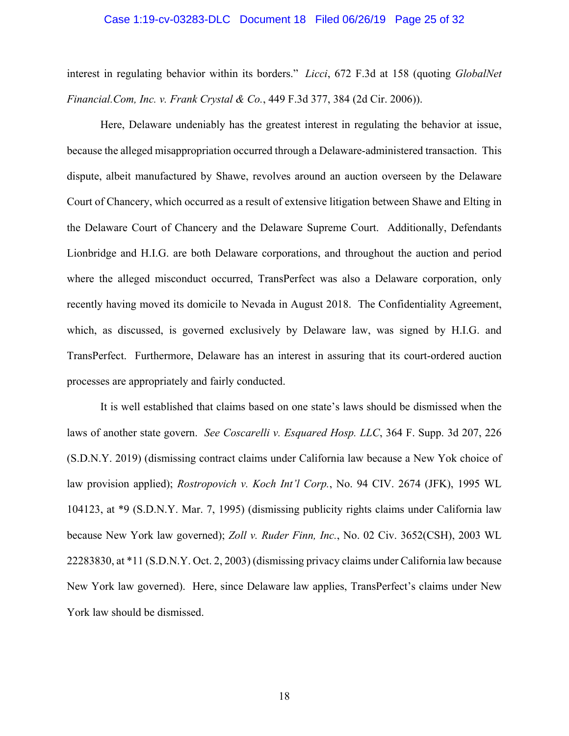interest in regulating behavior within its borders." *Licci*, 672 F.3d at 158 (quoting *GlobalNet Financial.Com, Inc. v. Frank Crystal & Co.*, 449 F.3d 377, 384 (2d Cir. 2006)).

Here, Delaware undeniably has the greatest interest in regulating the behavior at issue, because the alleged misappropriation occurred through a Delaware-administered transaction. This dispute, albeit manufactured by Shawe, revolves around an auction overseen by the Delaware Court of Chancery, which occurred as a result of extensive litigation between Shawe and Elting in the Delaware Court of Chancery and the Delaware Supreme Court. Additionally, Defendants Lionbridge and H.I.G. are both Delaware corporations, and throughout the auction and period where the alleged misconduct occurred, TransPerfect was also a Delaware corporation, only recently having moved its domicile to Nevada in August 2018. The Confidentiality Agreement, which, as discussed, is governed exclusively by Delaware law, was signed by H.I.G. and TransPerfect. Furthermore, Delaware has an interest in assuring that its court-ordered auction processes are appropriately and fairly conducted.

It is well established that claims based on one state's laws should be dismissed when the laws of another state govern. *See Coscarelli v. Esquared Hosp. LLC*, 364 F. Supp. 3d 207, 226 (S.D.N.Y. 2019) (dismissing contract claims under California law because a New Yok choice of law provision applied); *Rostropovich v. Koch Int'l Corp.*, No. 94 CIV. 2674 (JFK), 1995 WL 104123, at *9 (S.D.N.Y. Mar. 7, 1995) (dismissing publicity rights claims under California law because New York law governed); *Zoll v. Ruder Finn, Inc.*, No. 02 Civ. 3652(CSH), 2003 WL 22283830, at *11 (S.D.N.Y. Oct. 2, 2003) (dismissing privacy claims under California law because New York law governed). Here, since Delaware law applies, TransPerfect's claims under New York law should be dismissed.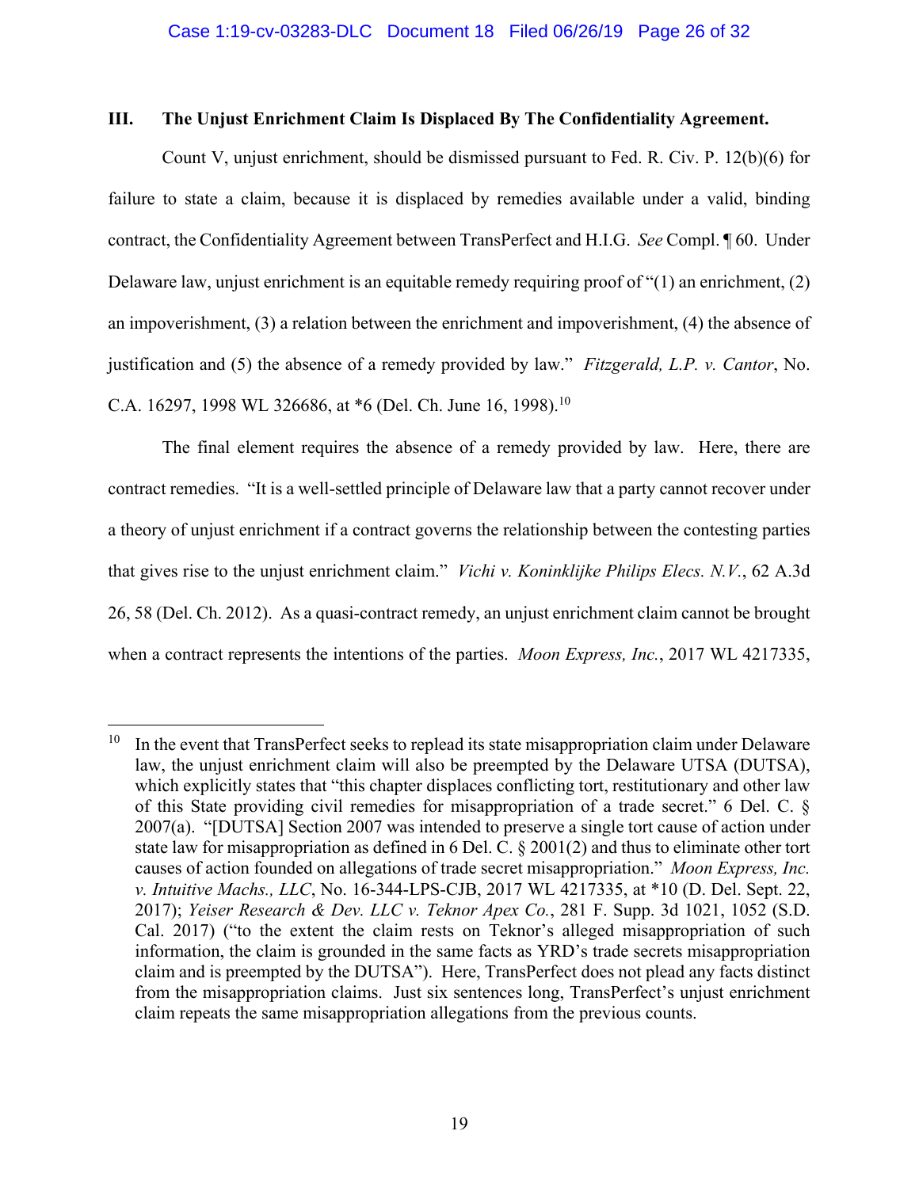### III. The Unjust Enrichment Claim Is Displaced By The Confidentiality Agreement.

Count V, unjust enrichment, should be dismissed pursuant to Fed. R. Civ. P. 12(b)(6) for failure to state a claim, because it is displaced by remedies available under a valid, binding contract, the Confidentiality Agreement between TransPerfect and H.I.G. *See* Compl. ¶ 60. Under Delaware law, unjust enrichment is an equitable remedy requiring proof of "(1) an enrichment, (2) an impoverishment, (3) a relation between the enrichment and impoverishment, (4) the absence of justification and (5) the absence of a remedy provided by law." *Fitzgerald, L.P. v. Cantor*, No. C.A. 16297, 1998 WL 326686, at *6 (Del. Ch. June 16, 1998).[10]

The final element requires the absence of a remedy provided by law. Here, there are contract remedies. "It is a well-settled principle of Delaware law that a party cannot recover under a theory of unjust enrichment if a contract governs the relationship between the contesting parties that gives rise to the unjust enrichment claim." *Vichi v. Koninklijke Philips Elecs. N.V.*, 62 A.3d 26, 58 (Del. Ch. 2012). As a quasi-contract remedy, an unjust enrichment claim cannot be brought when a contract represents the intentions of the parties. *Moon Express, Inc.*, 2017 WL 4217335,

---

[10] In the event that TransPerfect seeks to replead its state misappropriation claim under Delaware law, the unjust enrichment claim will also be preempted by the Delaware UTSA (DUTSA), which explicitly states that "this chapter displaces conflicting tort, restitutionary and other law of this State providing civil remedies for misappropriation of a trade secret." 6 Del. C. § 2007(a). "[DUTSA] Section 2007 was intended to preserve a single tort cause of action under state law for misappropriation as defined in 6 Del. C. § 2001(2) and thus to eliminate other tort causes of action founded on allegations of trade secret misappropriation." *Moon Express, Inc. v. Intuitive Machs., LLC*, No. 16-344-LPS-CJB, 2017 WL 4217335, at *10 (D. Del. Sept. 22, 2017); *Yeiser Research & Dev. LLC v. Teknor Apex Co.*, 281 F. Supp. 3d 1021, 1052 (S.D. Cal. 2017) ("to the extent the claim rests on Teknor's alleged misappropriation of such information, the claim is grounded in the same facts as YRD's trade secrets misappropriation claim and is preempted by the DUTSA"). Here, TransPerfect does not plead any facts distinct from the misappropriation claims. Just six sentences long, TransPerfect's unjust enrichment claim repeats the same misappropriation allegations from the previous counts.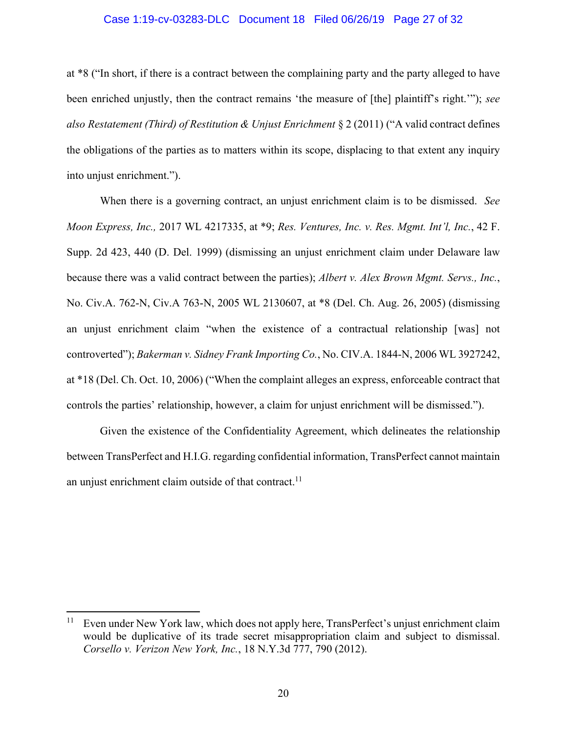at *8 ("In short, if there is a contract between the complaining party and the party alleged to have been enriched unjustly, then the contract remains 'the measure of [the] plaintiff's right.'"); *see also Restatement (Third) of Restitution & Unjust Enrichment* § 2 (2011) ("A valid contract defines the obligations of the parties as to matters within its scope, displacing to that extent any inquiry into unjust enrichment.").

When there is a governing contract, an unjust enrichment claim is to be dismissed. *See Moon Express, Inc.,* 2017 WL 4217335, at *9; *Res. Ventures, Inc. v. Res. Mgmt. Int'l, Inc.*, 42 F. Supp. 2d 423, 440 (D. Del. 1999) (dismissing an unjust enrichment claim under Delaware law because there was a valid contract between the parties); *Albert v. Alex Brown Mgmt. Servs., Inc.*, No. Civ.A. 762-N, Civ.A 763-N, 2005 WL 2130607, at *8 (Del. Ch. Aug. 26, 2005) (dismissing an unjust enrichment claim "when the existence of a contractual relationship [was] not controverted"); *Bakerman v. Sidney Frank Importing Co.*, No. CIV.A. 1844-N, 2006 WL 3927242, at *18 (Del. Ch. Oct. 10, 2006) ("When the complaint alleges an express, enforceable contract that controls the parties' relationship, however, a claim for unjust enrichment will be dismissed.").

Given the existence of the Confidentiality Agreement, which delineates the relationship between TransPerfect and H.I.G. regarding confidential information, TransPerfect cannot maintain an unjust enrichment claim outside of that contract.[11]

---

[11] Even under New York law, which does not apply here, TransPerfect's unjust enrichment claim would be duplicative of its trade secret misappropriation claim and subject to dismissal. *Corsello v. Verizon New York, Inc.*, 18 N.Y.3d 777, 790 (2012).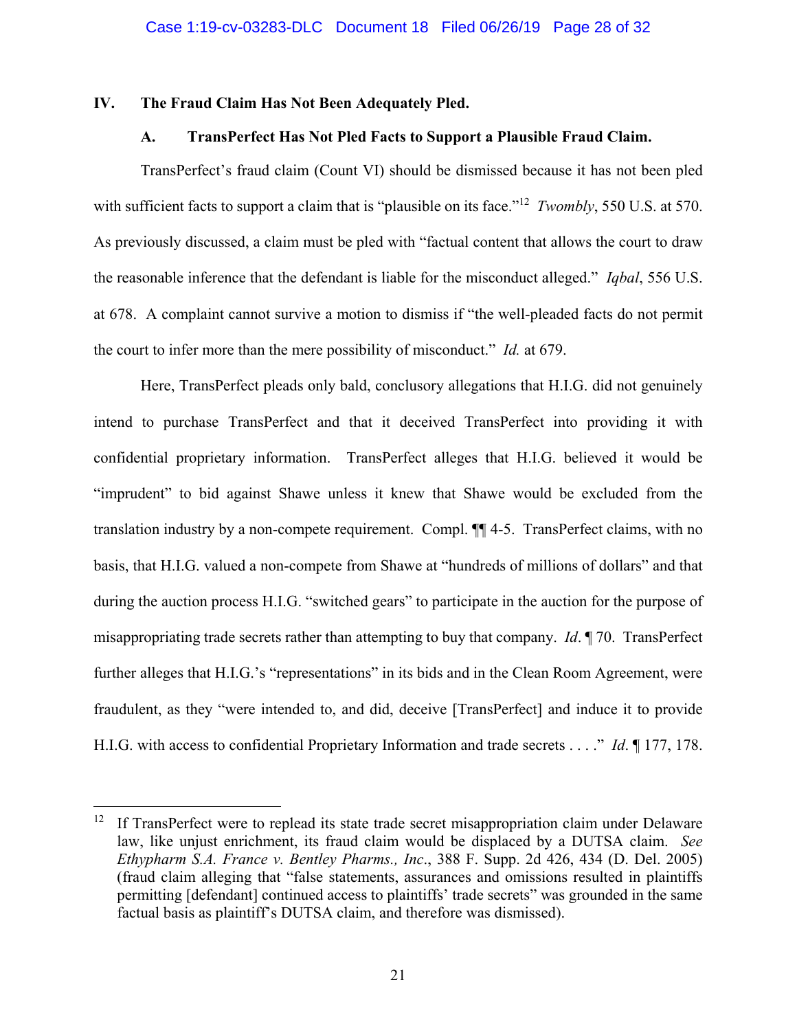## IV. The Fraud Claim Has Not Been Adequately Pled.

### A. TransPerfect Has Not Pled Facts to Support a Plausible Fraud Claim.

TransPerfect's fraud claim (Count VI) should be dismissed because it has not been pled with sufficient facts to support a claim that is "plausible on its face."[12] *Twombly*, 550 U.S. at 570. As previously discussed, a claim must be pled with "factual content that allows the court to draw the reasonable inference that the defendant is liable for the misconduct alleged." *Iqbal*, 556 U.S. at 678. A complaint cannot survive a motion to dismiss if "the well-pleaded facts do not permit the court to infer more than the mere possibility of misconduct." *Id.* at 679.

Here, TransPerfect pleads only bald, conclusory allegations that H.I.G. did not genuinely intend to purchase TransPerfect and that it deceived TransPerfect into providing it with confidential proprietary information. TransPerfect alleges that H.I.G. believed it would be "imprudent" to bid against Shawe unless it knew that Shawe would be excluded from the translation industry by a non-compete requirement. Compl. ¶¶ 4-5. TransPerfect claims, with no basis, that H.I.G. valued a non-compete from Shawe at "hundreds of millions of dollars" and that during the auction process H.I.G. "switched gears" to participate in the auction for the purpose of misappropriating trade secrets rather than attempting to buy that company. *Id*. ¶ 70. TransPerfect further alleges that H.I.G.'s "representations" in its bids and in the Clean Room Agreement, were fraudulent, as they "were intended to, and did, deceive [TransPerfect] and induce it to provide H.I.G. with access to confidential Proprietary Information and trade secrets . . . ." *Id*. ¶ 177, 178.

---

[12] If TransPerfect were to replead its state trade secret misappropriation claim under Delaware law, like unjust enrichment, its fraud claim would be displaced by a DUTSA claim. *See Ethypharm S.A. France v. Bentley Pharms., Inc*., 388 F. Supp. 2d 426, 434 (D. Del. 2005) (fraud claim alleging that "false statements, assurances and omissions resulted in plaintiffs permitting [defendant] continued access to plaintiffs' trade secrets" was grounded in the same factual basis as plaintiff's DUTSA claim, and therefore was dismissed).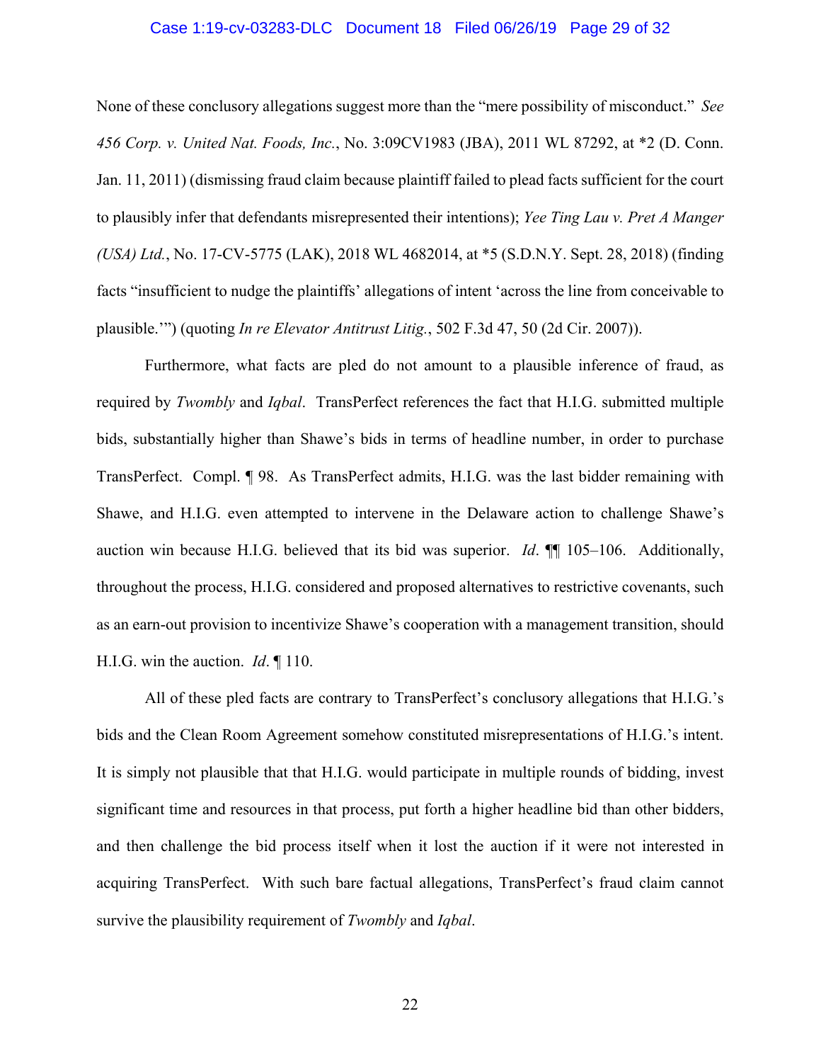None of these conclusory allegations suggest more than the "mere possibility of misconduct." *See 456 Corp. v. United Nat. Foods, Inc.*, No. 3:09CV1983 (JBA), 2011 WL 87292, at *2 (D. Conn. Jan. 11, 2011) (dismissing fraud claim because plaintiff failed to plead facts sufficient for the court to plausibly infer that defendants misrepresented their intentions); *Yee Ting Lau v. Pret A Manger (USA) Ltd.*, No. 17-CV-5775 (LAK), 2018 WL 4682014, at *5 (S.D.N.Y. Sept. 28, 2018) (finding facts "insufficient to nudge the plaintiffs' allegations of intent 'across the line from conceivable to plausible.'") (quoting *In re Elevator Antitrust Litig.*, 502 F.3d 47, 50 (2d Cir. 2007)).

Furthermore, what facts are pled do not amount to a plausible inference of fraud, as required by *Twombly* and *Iqbal*. TransPerfect references the fact that H.I.G. submitted multiple bids, substantially higher than Shawe's bids in terms of headline number, in order to purchase TransPerfect. Compl. ¶ 98. As TransPerfect admits, H.I.G. was the last bidder remaining with Shawe, and H.I.G. even attempted to intervene in the Delaware action to challenge Shawe's auction win because H.I.G. believed that its bid was superior. *Id*. ¶¶ 105–106. Additionally, throughout the process, H.I.G. considered and proposed alternatives to restrictive covenants, such as an earn-out provision to incentivize Shawe's cooperation with a management transition, should H.I.G. win the auction. *Id*. ¶ 110.

All of these pled facts are contrary to TransPerfect's conclusory allegations that H.I.G.'s bids and the Clean Room Agreement somehow constituted misrepresentations of H.I.G.'s intent. It is simply not plausible that that H.I.G. would participate in multiple rounds of bidding, invest significant time and resources in that process, put forth a higher headline bid than other bidders, and then challenge the bid process itself when it lost the auction if it were not interested in acquiring TransPerfect. With such bare factual allegations, TransPerfect's fraud claim cannot survive the plausibility requirement of *Twombly* and *Iqbal*.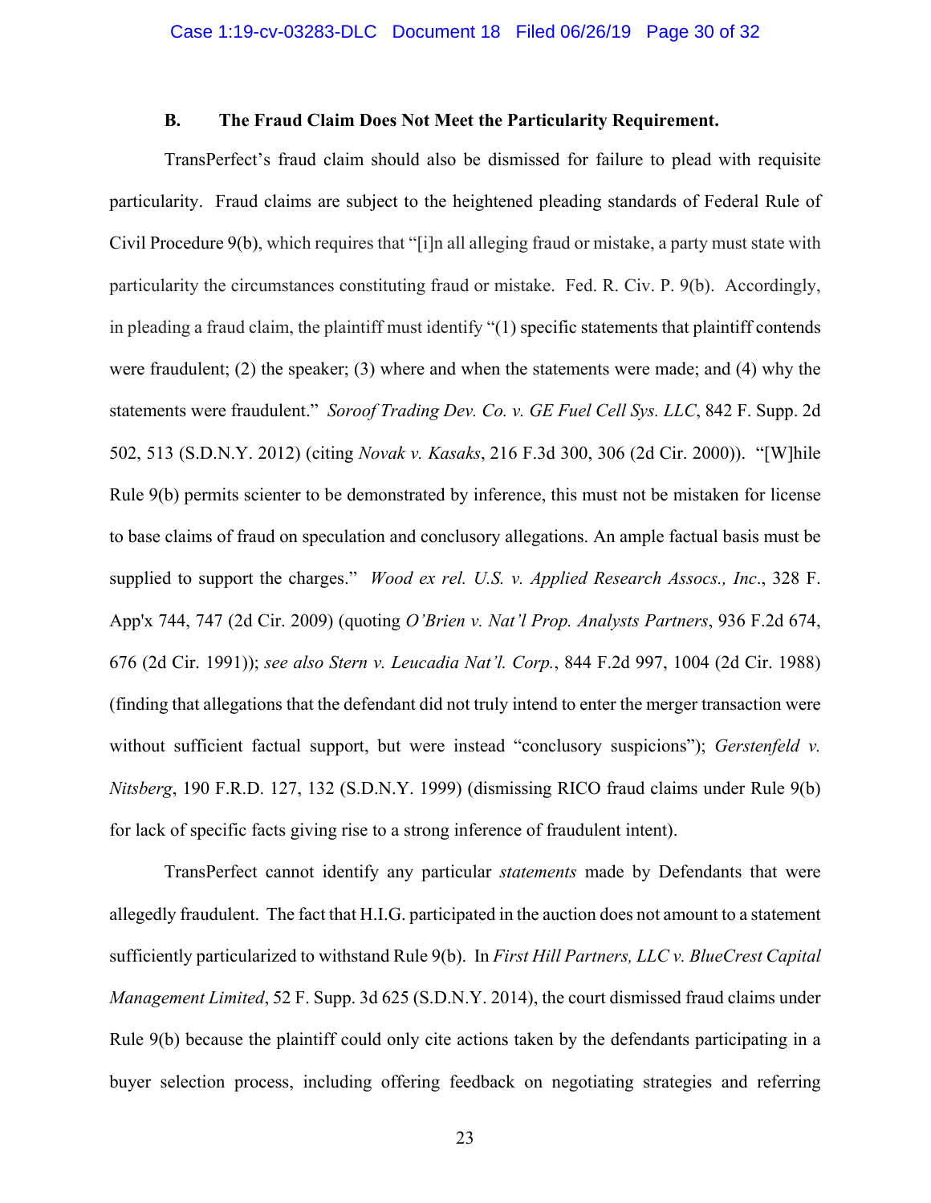### B. The Fraud Claim Does Not Meet the Particularity Requirement.

TransPerfect's fraud claim should also be dismissed for failure to plead with requisite particularity. Fraud claims are subject to the heightened pleading standards of Federal Rule of Civil Procedure 9(b), which requires that "[i]n all alleging fraud or mistake, a party must state with particularity the circumstances constituting fraud or mistake. Fed. R. Civ. P. 9(b). Accordingly, in pleading a fraud claim, the plaintiff must identify "(1) specific statements that plaintiff contends were fraudulent; (2) the speaker; (3) where and when the statements were made; and (4) why the statements were fraudulent." *Soroof Trading Dev. Co. v. GE Fuel Cell Sys. LLC*, 842 F. Supp. 2d 502, 513 (S.D.N.Y. 2012) (citing *Novak v. Kasaks*, 216 F.3d 300, 306 (2d Cir. 2000)). "[W]hile Rule 9(b) permits scienter to be demonstrated by inference, this must not be mistaken for license to base claims of fraud on speculation and conclusory allegations. An ample factual basis must be supplied to support the charges." *Wood ex rel. U.S. v. Applied Research Assocs., Inc*., 328 F. App'x 744, 747 (2d Cir. 2009) (quoting *O'Brien v. Nat'l Prop. Analysts Partners*, 936 F.2d 674, 676 (2d Cir. 1991)); *see also Stern v. Leucadia Nat'l. Corp.*, 844 F.2d 997, 1004 (2d Cir. 1988) (finding that allegations that the defendant did not truly intend to enter the merger transaction were without sufficient factual support, but were instead "conclusory suspicions"); *Gerstenfeld v. Nitsberg*, 190 F.R.D. 127, 132 (S.D.N.Y. 1999) (dismissing RICO fraud claims under Rule 9(b) for lack of specific facts giving rise to a strong inference of fraudulent intent).

TransPerfect cannot identify any particular *statements* made by Defendants that were allegedly fraudulent. The fact that H.I.G. participated in the auction does not amount to a statement sufficiently particularized to withstand Rule 9(b). In *First Hill Partners, LLC v. BlueCrest Capital Management Limited*, 52 F. Supp. 3d 625 (S.D.N.Y. 2014), the court dismissed fraud claims under Rule 9(b) because the plaintiff could only cite actions taken by the defendants participating in a buyer selection process, including offering feedback on negotiating strategies and referring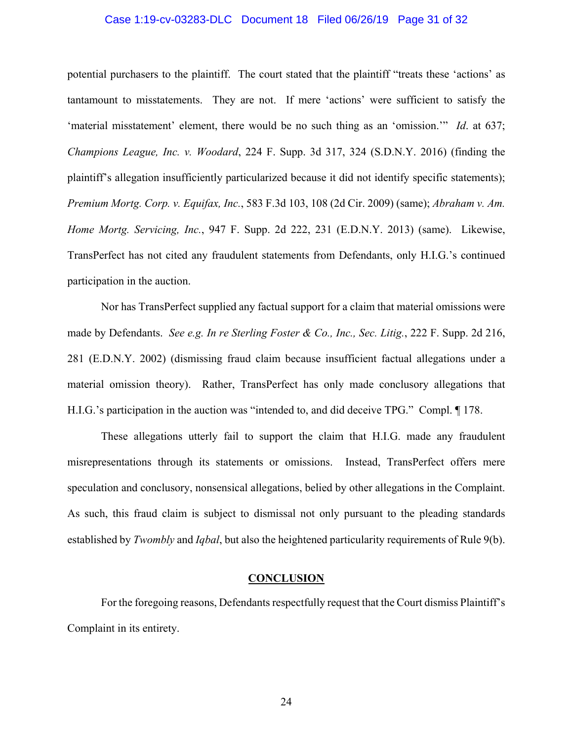potential purchasers to the plaintiff. The court stated that the plaintiff "treats these 'actions' as tantamount to misstatements. They are not. If mere 'actions' were sufficient to satisfy the 'material misstatement' element, there would be no such thing as an 'omission.'" *Id*. at 637; *Champions League, Inc. v. Woodard*, 224 F. Supp. 3d 317, 324 (S.D.N.Y. 2016) (finding the plaintiff's allegation insufficiently particularized because it did not identify specific statements); *Premium Mortg. Corp. v. Equifax, Inc.*, 583 F.3d 103, 108 (2d Cir. 2009) (same); *Abraham v. Am. Home Mortg. Servicing, Inc.*, 947 F. Supp. 2d 222, 231 (E.D.N.Y. 2013) (same). Likewise, TransPerfect has not cited any fraudulent statements from Defendants, only H.I.G.'s continued participation in the auction.

Nor has TransPerfect supplied any factual support for a claim that material omissions were made by Defendants. *See e.g. In re Sterling Foster & Co., Inc., Sec. Litig.*, 222 F. Supp. 2d 216, 281 (E.D.N.Y. 2002) (dismissing fraud claim because insufficient factual allegations under a material omission theory). Rather, TransPerfect has only made conclusory allegations that H.I.G.'s participation in the auction was "intended to, and did deceive TPG." Compl. ¶ 178.

These allegations utterly fail to support the claim that H.I.G. made any fraudulent misrepresentations through its statements or omissions. Instead, TransPerfect offers mere speculation and conclusory, nonsensical allegations, belied by other allegations in the Complaint. As such, this fraud claim is subject to dismissal not only pursuant to the pleading standards established by *Twombly* and *Iqbal*, but also the heightened particularity requirements of Rule 9(b).

## CONCLUSION

For the foregoing reasons, Defendants respectfully request that the Court dismiss Plaintiff's Complaint in its entirety.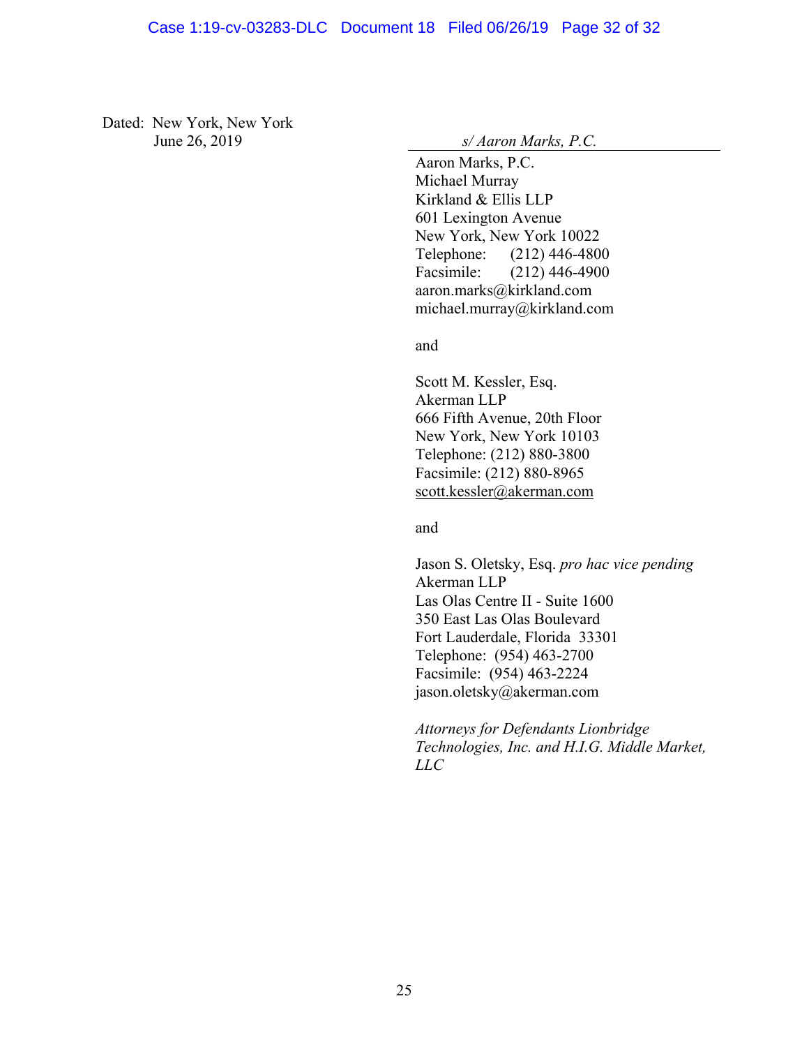Dated: New York, New York
June 26, 2019

*s/ Aaron Marks, P.C.*

Aaron Marks, P.C.
Michael Murray
Kirkland & Ellis LLP
601 Lexington Avenue
New York, New York 10022
Telephone: (212) 446-4800
Facsimile: (212) 446-4900
aaron.marks@kirkland.com
michael.murray@kirkland.com

and

Scott M. Kessler, Esq.
Akerman LLP
666 Fifth Avenue, 20th Floor
New York, New York 10103
Telephone: (212) 880-3800
Facsimile: (212) 880-8965
scott.kessler@akerman.com

and

Jason S. Oletsky, Esq. *pro hac vice pending*
Akerman LLP
Las Olas Centre II - Suite 1600
350 East Las Olas Boulevard
Fort Lauderdale, Florida 33301
Telephone: (954) 463-2700
Facsimile: (954) 463-2224
jason.oletsky@akerman.com

*Attorneys for Defendants Lionbridge Technologies, Inc. and H.I.G. Middle Market, LLC*